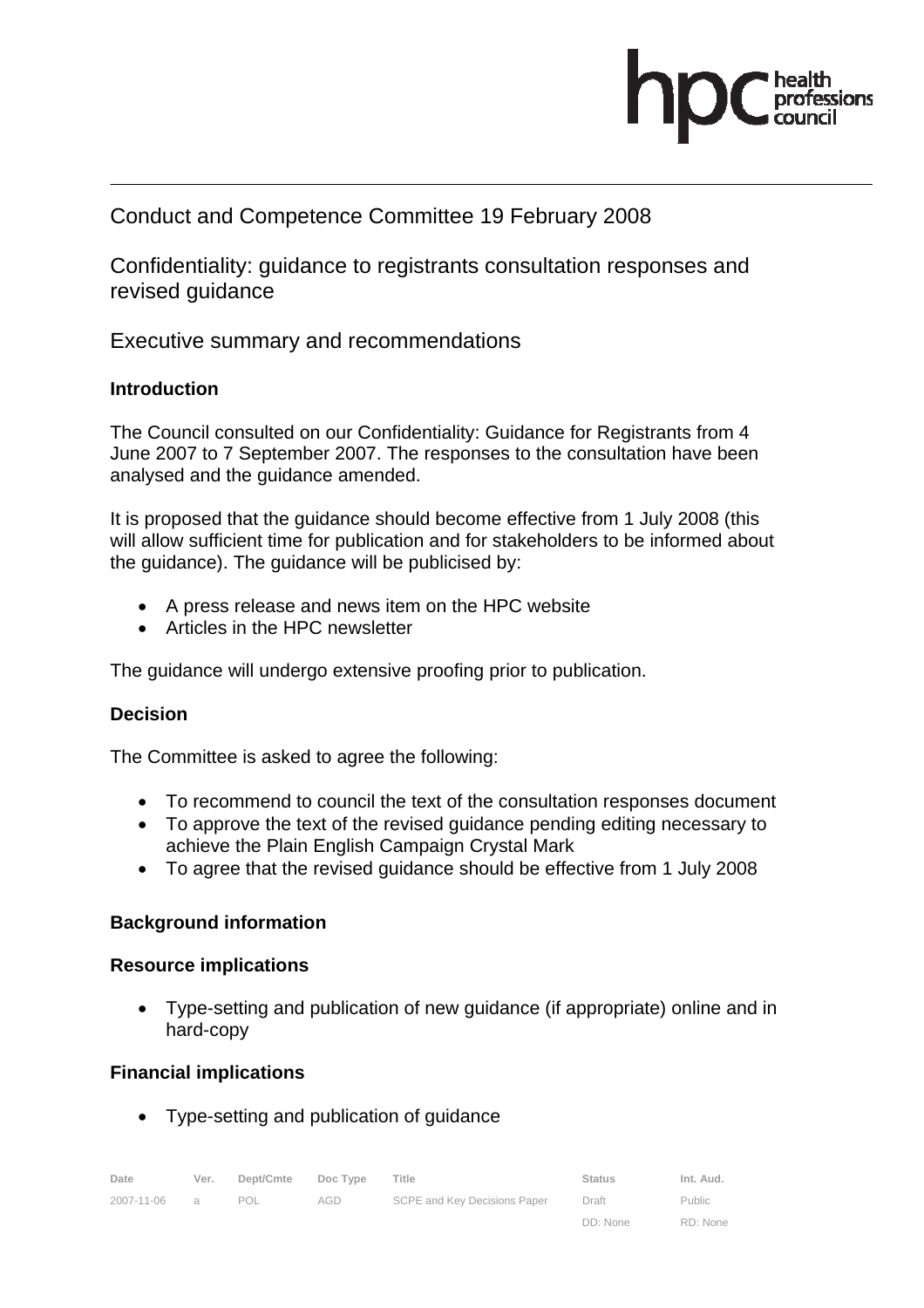# Conduct and Competence Committee 19 February 2008

## Confidentiality: guidance to registrants consultation responses and revised guidance

## Executive summary and recommendations

### Introduction

The Council consulted on our Confidentiality: Guidance for Registrants from 4 June 2007 to 7 September 2007. The responses to the consultation have been analysed and the guidance amended.

It is proposed that the guidance should become effective from 1 July 2008 (this will allow sufficient time for publication and for stakeholders to be informed about the guidance). The guidance will be publicised by:

- A press release and news item on the HPC website
- Articles in the HPC newsletter

The guidance will undergo extensive proofing prior to publication.

### Decision

The Committee is asked to agree the following:

- To recommend to council the text of the consultation responses document
- To approve the text of the revised guidance pending editing necessary to achieve the Plain English Campaign Crystal Mark
- To agree that the revised guidance should be effective from 1 July 2008

### Background information

### Resource implications

- Type-setting and publication of new guidance (if appropriate) online and in hard-copy

### Financial implications

- Type-setting and publication of guidance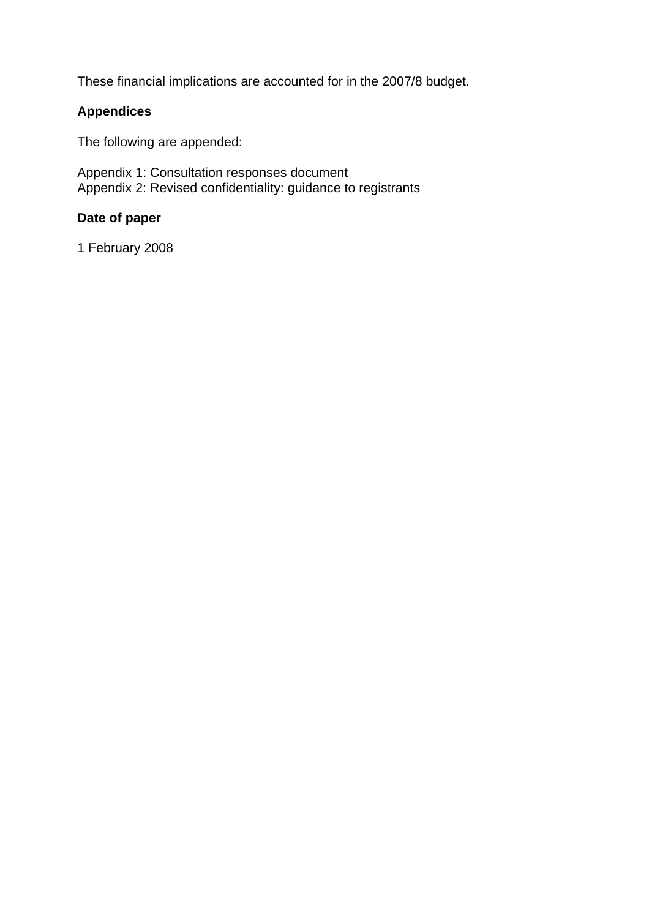These financial implications are accounted for in the 2007/8 budget.

**Appendices**

The following are appended:

Appendix 1: Consultation responses document
Appendix 2: Revised confidentiality: guidance to registrants

**Date of paper**

1 February 2008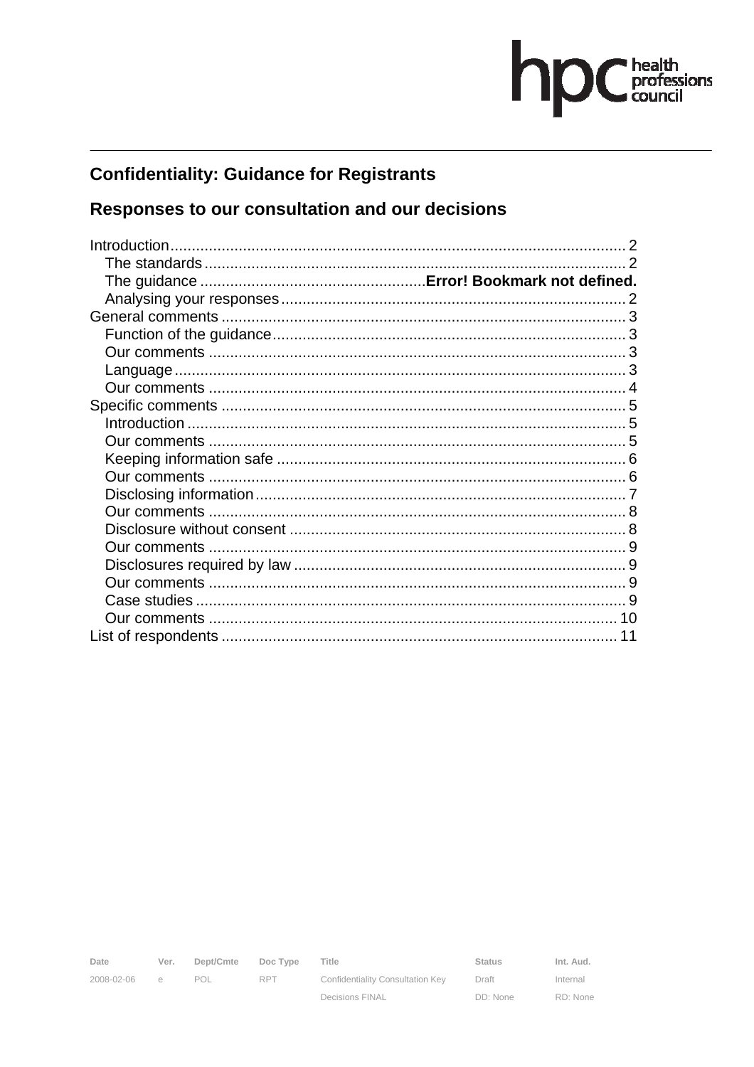# Confidentiality: Guidance for Registrants

## Responses to our consultation and our decisions

Introduction........................................................................................................ 2
  The standards.................................................................................................. 2
  The guidance ....................................................**Error! Bookmark not defined.**
  Analysing your responses................................................................................ 2
General comments .............................................................................................. 3
  Function of the guidance.................................................................................. 3
  Our comments ................................................................................................. 3
  Language.......................................................................................................... 3
  Our comments ................................................................................................. 4
Specific comments .............................................................................................. 5
  Introduction ...................................................................................................... 5
  Our comments ................................................................................................. 5
  Keeping information safe ................................................................................. 6
  Our comments ................................................................................................. 6
  Disclosing information...................................................................................... 7
  Our comments ................................................................................................. 8
  Disclosure without consent .............................................................................. 8
  Our comments ................................................................................................. 9
  Disclosures required by law ............................................................................. 9
  Our comments ................................................................................................. 9
  Case studies .................................................................................................... 9
  Our comments ............................................................................................... 10
List of respondents ............................................................................................ 11

| Date | Ver. | Dept/Cmte | Doc Type | Title | Status | Int. Aud. |
|---|---|---|---|---|---|---|
| 2008-02-06 | e | POL | RPT | Confidentiality Consultation Key Decisions FINAL | Draft DD: None | Internal RD: None |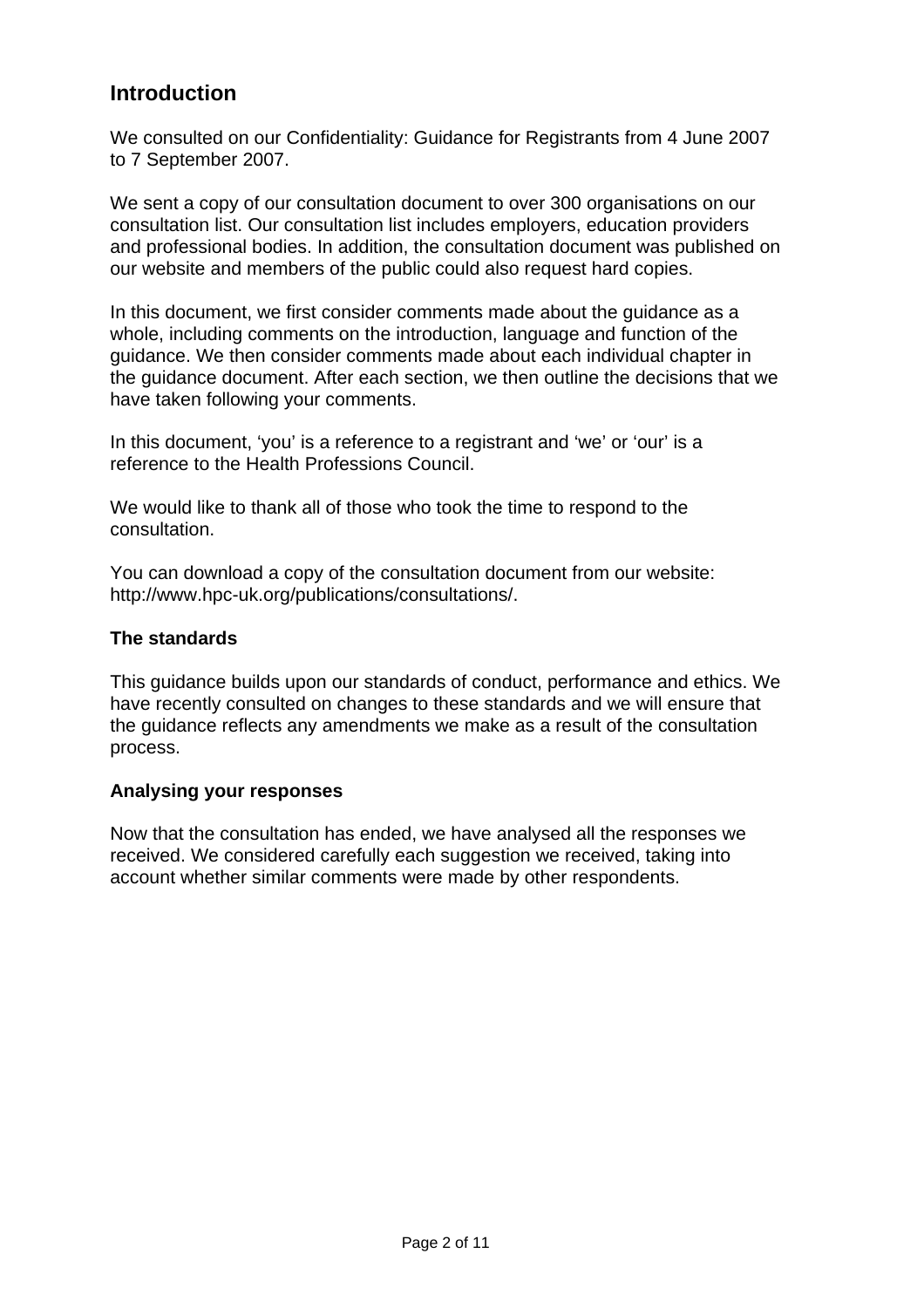## Introduction

We consulted on our Confidentiality: Guidance for Registrants from 4 June 2007 to 7 September 2007.

We sent a copy of our consultation document to over 300 organisations on our consultation list. Our consultation list includes employers, education providers and professional bodies. In addition, the consultation document was published on our website and members of the public could also request hard copies.

In this document, we first consider comments made about the guidance as a whole, including comments on the introduction, language and function of the guidance. We then consider comments made about each individual chapter in the guidance document. After each section, we then outline the decisions that we have taken following your comments.

In this document, 'you' is a reference to a registrant and 'we' or 'our' is a reference to the Health Professions Council.

We would like to thank all of those who took the time to respond to the consultation.

You can download a copy of the consultation document from our website: http://www.hpc-uk.org/publications/consultations/.

### The standards

This guidance builds upon our standards of conduct, performance and ethics. We have recently consulted on changes to these standards and we will ensure that the guidance reflects any amendments we make as a result of the consultation process.

### Analysing your responses

Now that the consultation has ended, we have analysed all the responses we received. We considered carefully each suggestion we received, taking into account whether similar comments were made by other respondents.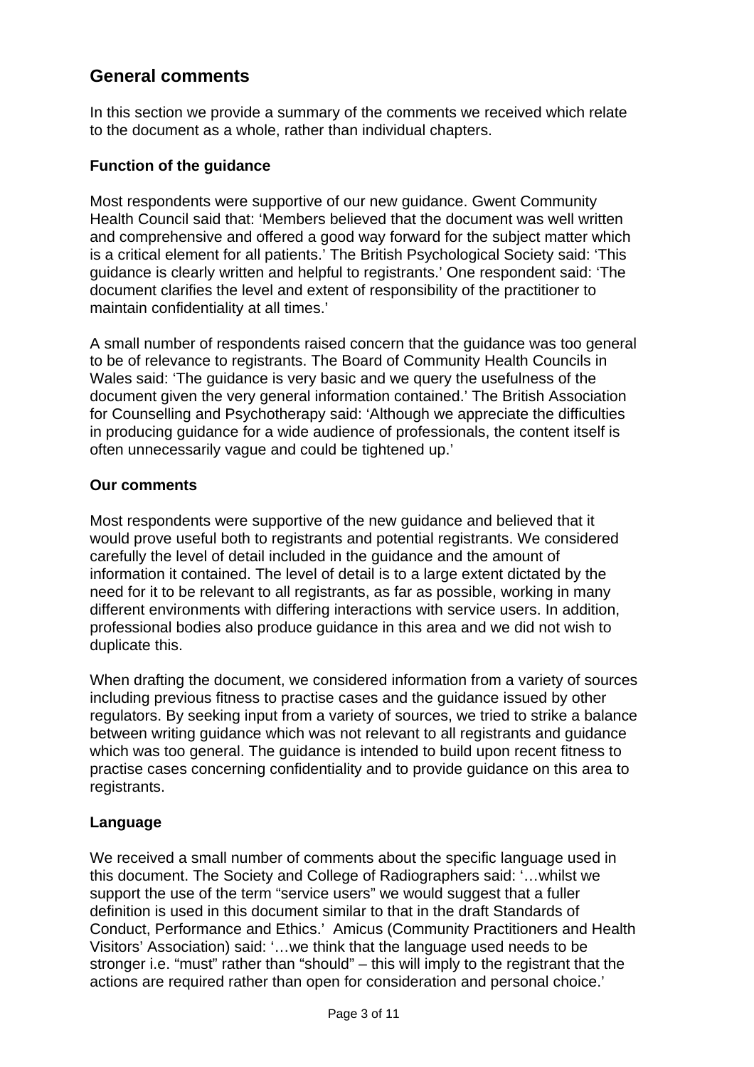## General comments

In this section we provide a summary of the comments we received which relate to the document as a whole, rather than individual chapters.

### Function of the guidance

Most respondents were supportive of our new guidance. Gwent Community Health Council said that: 'Members believed that the document was well written and comprehensive and offered a good way forward for the subject matter which is a critical element for all patients.' The British Psychological Society said: 'This guidance is clearly written and helpful to registrants.' One respondent said: 'The document clarifies the level and extent of responsibility of the practitioner to maintain confidentiality at all times.'

A small number of respondents raised concern that the guidance was too general to be of relevance to registrants. The Board of Community Health Councils in Wales said: 'The guidance is very basic and we query the usefulness of the document given the very general information contained.' The British Association for Counselling and Psychotherapy said: 'Although we appreciate the difficulties in producing guidance for a wide audience of professionals, the content itself is often unnecessarily vague and could be tightened up.'

### Our comments

Most respondents were supportive of the new guidance and believed that it would prove useful both to registrants and potential registrants. We considered carefully the level of detail included in the guidance and the amount of information it contained. The level of detail is to a large extent dictated by the need for it to be relevant to all registrants, as far as possible, working in many different environments with differing interactions with service users. In addition, professional bodies also produce guidance in this area and we did not wish to duplicate this.

When drafting the document, we considered information from a variety of sources including previous fitness to practise cases and the guidance issued by other regulators. By seeking input from a variety of sources, we tried to strike a balance between writing guidance which was not relevant to all registrants and guidance which was too general. The guidance is intended to build upon recent fitness to practise cases concerning confidentiality and to provide guidance on this area to registrants.

### Language

We received a small number of comments about the specific language used in this document. The Society and College of Radiographers said: '…whilst we support the use of the term "service users" we would suggest that a fuller definition is used in this document similar to that in the draft Standards of Conduct, Performance and Ethics.' Amicus (Community Practitioners and Health Visitors' Association) said: '…we think that the language used needs to be stronger i.e. "must" rather than "should" – this will imply to the registrant that the actions are required rather than open for consideration and personal choice.'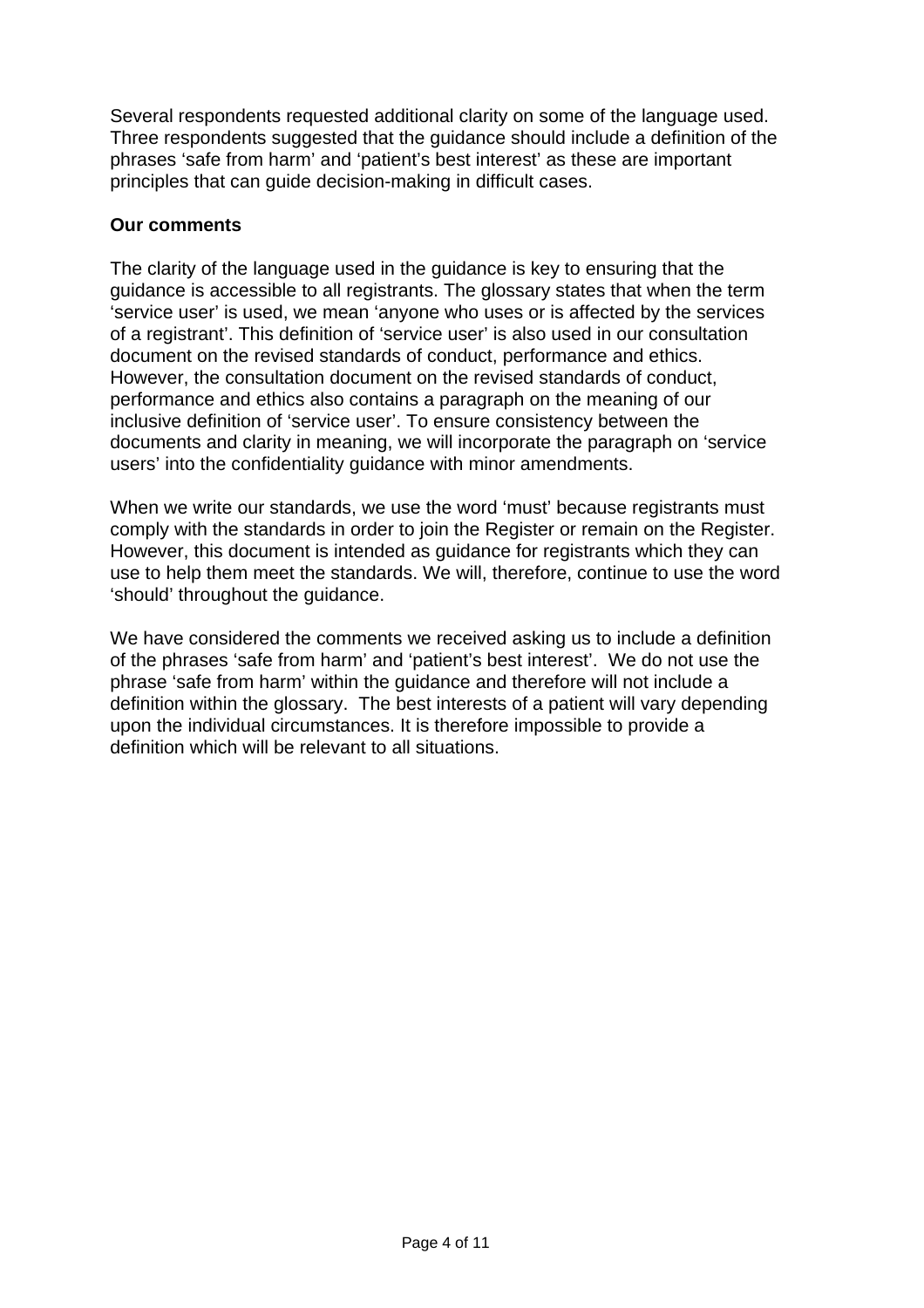Several respondents requested additional clarity on some of the language used. Three respondents suggested that the guidance should include a definition of the phrases ‘safe from harm’ and ‘patient’s best interest’ as these are important principles that can guide decision-making in difficult cases.

**Our comments**

The clarity of the language used in the guidance is key to ensuring that the guidance is accessible to all registrants. The glossary states that when the term ‘service user’ is used, we mean ‘anyone who uses or is affected by the services of a registrant’. This definition of ‘service user’ is also used in our consultation document on the revised standards of conduct, performance and ethics. However, the consultation document on the revised standards of conduct, performance and ethics also contains a paragraph on the meaning of our inclusive definition of ‘service user’. To ensure consistency between the documents and clarity in meaning, we will incorporate the paragraph on ‘service users’ into the confidentiality guidance with minor amendments.

When we write our standards, we use the word ‘must’ because registrants must comply with the standards in order to join the Register or remain on the Register. However, this document is intended as guidance for registrants which they can use to help them meet the standards. We will, therefore, continue to use the word ‘should’ throughout the guidance.

We have considered the comments we received asking us to include a definition of the phrases ‘safe from harm’ and ‘patient’s best interest’. We do not use the phrase ‘safe from harm’ within the guidance and therefore will not include a definition within the glossary. The best interests of a patient will vary depending upon the individual circumstances. It is therefore impossible to provide a definition which will be relevant to all situations.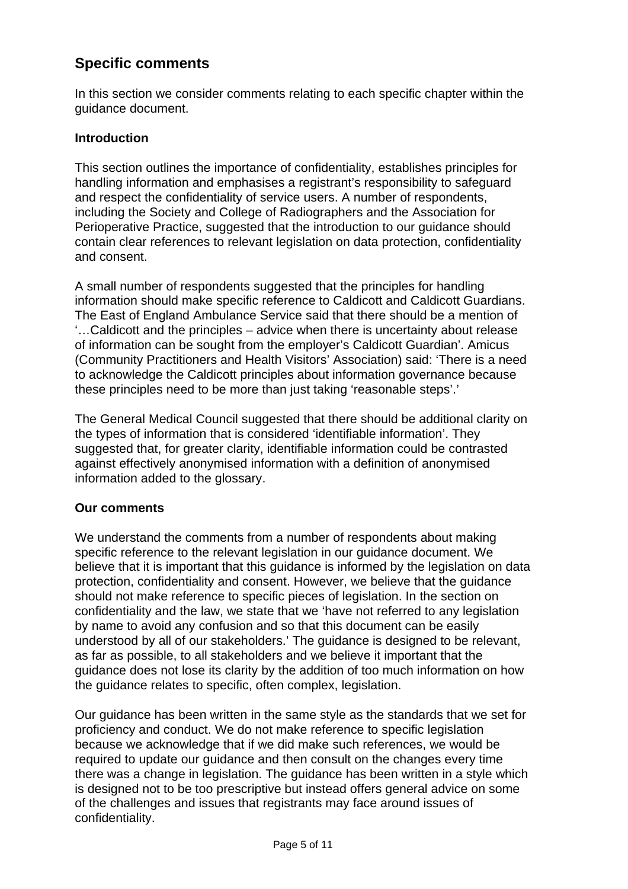## Specific comments

In this section we consider comments relating to each specific chapter within the guidance document.

### Introduction

This section outlines the importance of confidentiality, establishes principles for handling information and emphasises a registrant's responsibility to safeguard and respect the confidentiality of service users. A number of respondents, including the Society and College of Radiographers and the Association for Perioperative Practice, suggested that the introduction to our guidance should contain clear references to relevant legislation on data protection, confidentiality and consent.

A small number of respondents suggested that the principles for handling information should make specific reference to Caldicott and Caldicott Guardians. The East of England Ambulance Service said that there should be a mention of '…Caldicott and the principles – advice when there is uncertainty about release of information can be sought from the employer's Caldicott Guardian'. Amicus (Community Practitioners and Health Visitors' Association) said: 'There is a need to acknowledge the Caldicott principles about information governance because these principles need to be more than just taking 'reasonable steps'.'

The General Medical Council suggested that there should be additional clarity on the types of information that is considered 'identifiable information'. They suggested that, for greater clarity, identifiable information could be contrasted against effectively anonymised information with a definition of anonymised information added to the glossary.

### Our comments

We understand the comments from a number of respondents about making specific reference to the relevant legislation in our guidance document. We believe that it is important that this guidance is informed by the legislation on data protection, confidentiality and consent. However, we believe that the guidance should not make reference to specific pieces of legislation. In the section on confidentiality and the law, we state that we 'have not referred to any legislation by name to avoid any confusion and so that this document can be easily understood by all of our stakeholders.' The guidance is designed to be relevant, as far as possible, to all stakeholders and we believe it important that the guidance does not lose its clarity by the addition of too much information on how the guidance relates to specific, often complex, legislation.

Our guidance has been written in the same style as the standards that we set for proficiency and conduct. We do not make reference to specific legislation because we acknowledge that if we did make such references, we would be required to update our guidance and then consult on the changes every time there was a change in legislation. The guidance has been written in a style which is designed not to be too prescriptive but instead offers general advice on some of the challenges and issues that registrants may face around issues of confidentiality.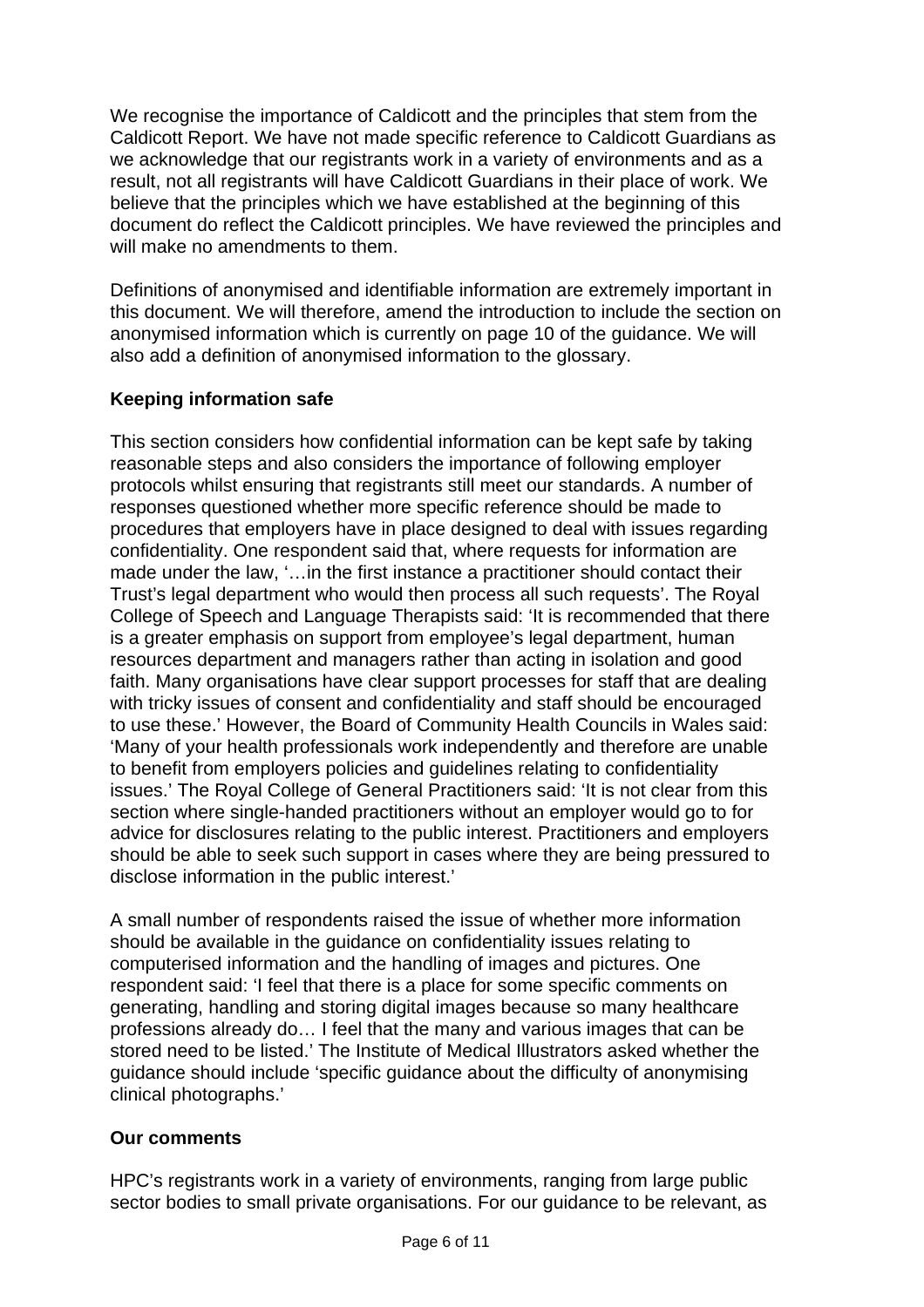We recognise the importance of Caldicott and the principles that stem from the Caldicott Report. We have not made specific reference to Caldicott Guardians as we acknowledge that our registrants work in a variety of environments and as a result, not all registrants will have Caldicott Guardians in their place of work. We believe that the principles which we have established at the beginning of this document do reflect the Caldicott principles. We have reviewed the principles and will make no amendments to them.

Definitions of anonymised and identifiable information are extremely important in this document. We will therefore, amend the introduction to include the section on anonymised information which is currently on page 10 of the guidance. We will also add a definition of anonymised information to the glossary.

**Keeping information safe**

This section considers how confidential information can be kept safe by taking reasonable steps and also considers the importance of following employer protocols whilst ensuring that registrants still meet our standards. A number of responses questioned whether more specific reference should be made to procedures that employers have in place designed to deal with issues regarding confidentiality. One respondent said that, where requests for information are made under the law, '…in the first instance a practitioner should contact their Trust's legal department who would then process all such requests'. The Royal College of Speech and Language Therapists said: 'It is recommended that there is a greater emphasis on support from employee's legal department, human resources department and managers rather than acting in isolation and good faith. Many organisations have clear support processes for staff that are dealing with tricky issues of consent and confidentiality and staff should be encouraged to use these.' However, the Board of Community Health Councils in Wales said: 'Many of your health professionals work independently and therefore are unable to benefit from employers policies and guidelines relating to confidentiality issues.' The Royal College of General Practitioners said: 'It is not clear from this section where single-handed practitioners without an employer would go to for advice for disclosures relating to the public interest. Practitioners and employers should be able to seek such support in cases where they are being pressured to disclose information in the public interest.'

A small number of respondents raised the issue of whether more information should be available in the guidance on confidentiality issues relating to computerised information and the handling of images and pictures. One respondent said: 'I feel that there is a place for some specific comments on generating, handling and storing digital images because so many healthcare professions already do… I feel that the many and various images that can be stored need to be listed.' The Institute of Medical Illustrators asked whether the guidance should include 'specific guidance about the difficulty of anonymising clinical photographs.'

**Our comments**

HPC's registrants work in a variety of environments, ranging from large public sector bodies to small private organisations. For our guidance to be relevant, as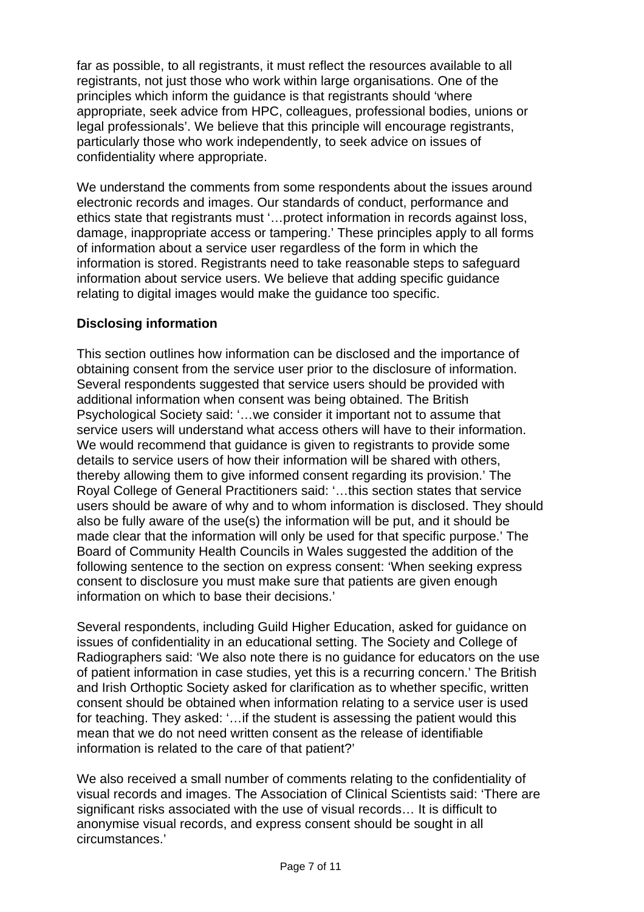far as possible, to all registrants, it must reflect the resources available to all registrants, not just those who work within large organisations. One of the principles which inform the guidance is that registrants should 'where appropriate, seek advice from HPC, colleagues, professional bodies, unions or legal professionals'. We believe that this principle will encourage registrants, particularly those who work independently, to seek advice on issues of confidentiality where appropriate.

We understand the comments from some respondents about the issues around electronic records and images. Our standards of conduct, performance and ethics state that registrants must '…protect information in records against loss, damage, inappropriate access or tampering.' These principles apply to all forms of information about a service user regardless of the form in which the information is stored. Registrants need to take reasonable steps to safeguard information about service users. We believe that adding specific guidance relating to digital images would make the guidance too specific.

**Disclosing information**

This section outlines how information can be disclosed and the importance of obtaining consent from the service user prior to the disclosure of information. Several respondents suggested that service users should be provided with additional information when consent was being obtained. The British Psychological Society said: '…we consider it important not to assume that service users will understand what access others will have to their information. We would recommend that guidance is given to registrants to provide some details to service users of how their information will be shared with others, thereby allowing them to give informed consent regarding its provision.' The Royal College of General Practitioners said: '…this section states that service users should be aware of why and to whom information is disclosed. They should also be fully aware of the use(s) the information will be put, and it should be made clear that the information will only be used for that specific purpose.' The Board of Community Health Councils in Wales suggested the addition of the following sentence to the section on express consent: 'When seeking express consent to disclosure you must make sure that patients are given enough information on which to base their decisions.'

Several respondents, including Guild Higher Education, asked for guidance on issues of confidentiality in an educational setting. The Society and College of Radiographers said: 'We also note there is no guidance for educators on the use of patient information in case studies, yet this is a recurring concern.' The British and Irish Orthoptic Society asked for clarification as to whether specific, written consent should be obtained when information relating to a service user is used for teaching. They asked: '…if the student is assessing the patient would this mean that we do not need written consent as the release of identifiable information is related to the care of that patient?'

We also received a small number of comments relating to the confidentiality of visual records and images. The Association of Clinical Scientists said: 'There are significant risks associated with the use of visual records… It is difficult to anonymise visual records, and express consent should be sought in all circumstances.'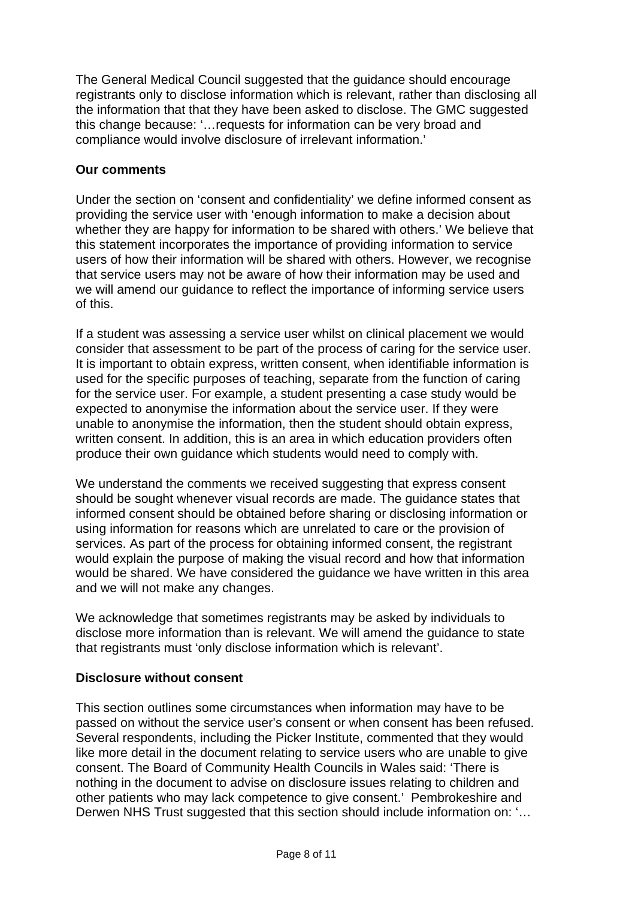The General Medical Council suggested that the guidance should encourage registrants only to disclose information which is relevant, rather than disclosing all the information that that they have been asked to disclose. The GMC suggested this change because: '…requests for information can be very broad and compliance would involve disclosure of irrelevant information.'

**Our comments**

Under the section on 'consent and confidentiality' we define informed consent as providing the service user with 'enough information to make a decision about whether they are happy for information to be shared with others.' We believe that this statement incorporates the importance of providing information to service users of how their information will be shared with others. However, we recognise that service users may not be aware of how their information may be used and we will amend our guidance to reflect the importance of informing service users of this.

If a student was assessing a service user whilst on clinical placement we would consider that assessment to be part of the process of caring for the service user. It is important to obtain express, written consent, when identifiable information is used for the specific purposes of teaching, separate from the function of caring for the service user. For example, a student presenting a case study would be expected to anonymise the information about the service user. If they were unable to anonymise the information, then the student should obtain express, written consent. In addition, this is an area in which education providers often produce their own guidance which students would need to comply with.

We understand the comments we received suggesting that express consent should be sought whenever visual records are made. The guidance states that informed consent should be obtained before sharing or disclosing information or using information for reasons which are unrelated to care or the provision of services. As part of the process for obtaining informed consent, the registrant would explain the purpose of making the visual record and how that information would be shared. We have considered the guidance we have written in this area and we will not make any changes.

We acknowledge that sometimes registrants may be asked by individuals to disclose more information than is relevant. We will amend the guidance to state that registrants must 'only disclose information which is relevant'.

**Disclosure without consent**

This section outlines some circumstances when information may have to be passed on without the service user's consent or when consent has been refused. Several respondents, including the Picker Institute, commented that they would like more detail in the document relating to service users who are unable to give consent. The Board of Community Health Councils in Wales said: 'There is nothing in the document to advise on disclosure issues relating to children and other patients who may lack competence to give consent.' Pembrokeshire and Derwen NHS Trust suggested that this section should include information on: '…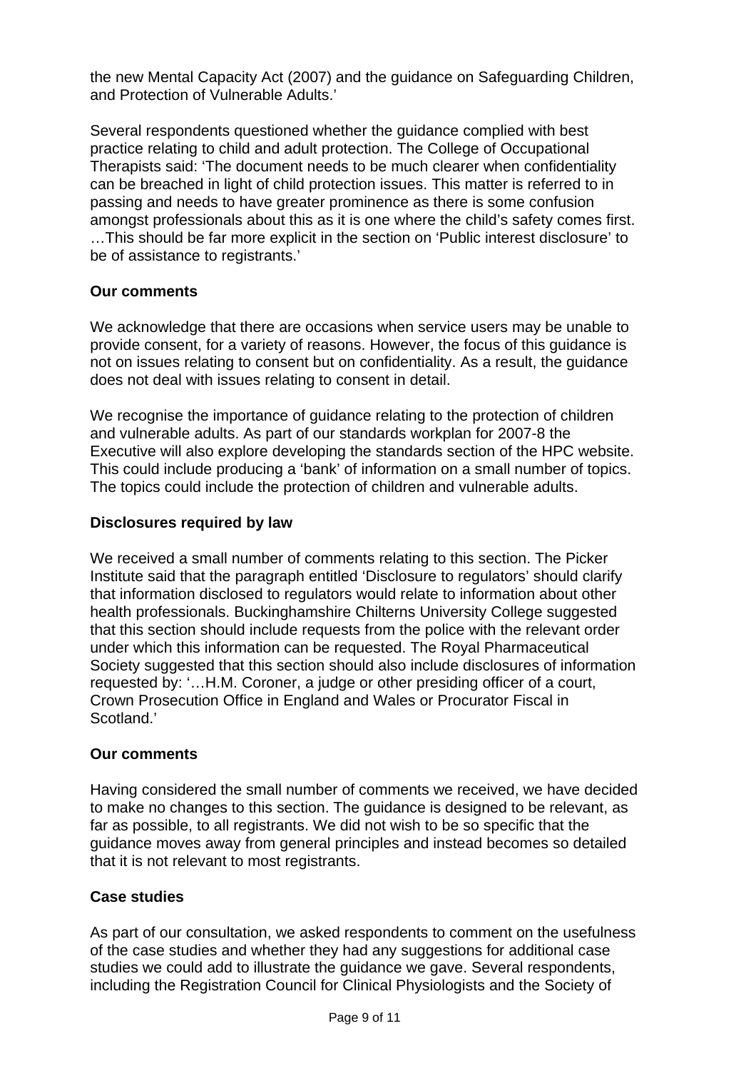the new Mental Capacity Act (2007) and the guidance on Safeguarding Children, and Protection of Vulnerable Adults.'

Several respondents questioned whether the guidance complied with best practice relating to child and adult protection. The College of Occupational Therapists said: 'The document needs to be much clearer when confidentiality can be breached in light of child protection issues. This matter is referred to in passing and needs to have greater prominence as there is some confusion amongst professionals about this as it is one where the child's safety comes first. …This should be far more explicit in the section on 'Public interest disclosure' to be of assistance to registrants.'

**Our comments**

We acknowledge that there are occasions when service users may be unable to provide consent, for a variety of reasons. However, the focus of this guidance is not on issues relating to consent but on confidentiality. As a result, the guidance does not deal with issues relating to consent in detail.

We recognise the importance of guidance relating to the protection of children and vulnerable adults. As part of our standards workplan for 2007-8 the Executive will also explore developing the standards section of the HPC website. This could include producing a 'bank' of information on a small number of topics. The topics could include the protection of children and vulnerable adults.

**Disclosures required by law**

We received a small number of comments relating to this section. The Picker Institute said that the paragraph entitled 'Disclosure to regulators' should clarify that information disclosed to regulators would relate to information about other health professionals. Buckinghamshire Chilterns University College suggested that this section should include requests from the police with the relevant order under which this information can be requested. The Royal Pharmaceutical Society suggested that this section should also include disclosures of information requested by: '…H.M. Coroner, a judge or other presiding officer of a court, Crown Prosecution Office in England and Wales or Procurator Fiscal in Scotland.'

**Our comments**

Having considered the small number of comments we received, we have decided to make no changes to this section. The guidance is designed to be relevant, as far as possible, to all registrants. We did not wish to be so specific that the guidance moves away from general principles and instead becomes so detailed that it is not relevant to most registrants.

**Case studies**

As part of our consultation, we asked respondents to comment on the usefulness of the case studies and whether they had any suggestions for additional case studies we could add to illustrate the guidance we gave. Several respondents, including the Registration Council for Clinical Physiologists and the Society of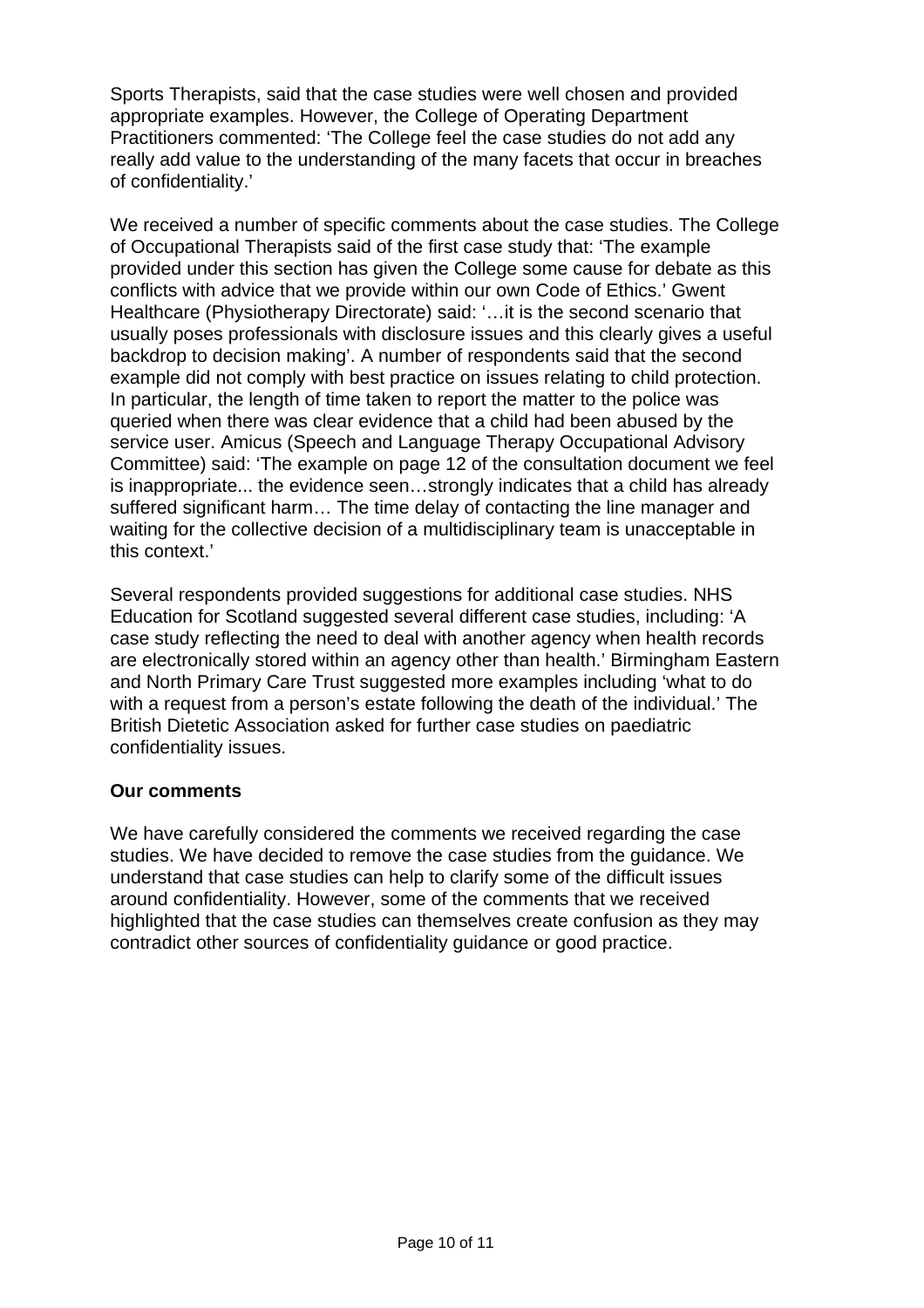Sports Therapists, said that the case studies were well chosen and provided appropriate examples. However, the College of Operating Department Practitioners commented: 'The College feel the case studies do not add any really add value to the understanding of the many facets that occur in breaches of confidentiality.'

We received a number of specific comments about the case studies. The College of Occupational Therapists said of the first case study that: 'The example provided under this section has given the College some cause for debate as this conflicts with advice that we provide within our own Code of Ethics.' Gwent Healthcare (Physiotherapy Directorate) said: '…it is the second scenario that usually poses professionals with disclosure issues and this clearly gives a useful backdrop to decision making'. A number of respondents said that the second example did not comply with best practice on issues relating to child protection. In particular, the length of time taken to report the matter to the police was queried when there was clear evidence that a child had been abused by the service user. Amicus (Speech and Language Therapy Occupational Advisory Committee) said: 'The example on page 12 of the consultation document we feel is inappropriate... the evidence seen…strongly indicates that a child has already suffered significant harm… The time delay of contacting the line manager and waiting for the collective decision of a multidisciplinary team is unacceptable in this context.'

Several respondents provided suggestions for additional case studies. NHS Education for Scotland suggested several different case studies, including: 'A case study reflecting the need to deal with another agency when health records are electronically stored within an agency other than health.' Birmingham Eastern and North Primary Care Trust suggested more examples including 'what to do with a request from a person's estate following the death of the individual.' The British Dietetic Association asked for further case studies on paediatric confidentiality issues.

**Our comments**

We have carefully considered the comments we received regarding the case studies. We have decided to remove the case studies from the guidance. We understand that case studies can help to clarify some of the difficult issues around confidentiality. However, some of the comments that we received highlighted that the case studies can themselves create confusion as they may contradict other sources of confidentiality guidance or good practice.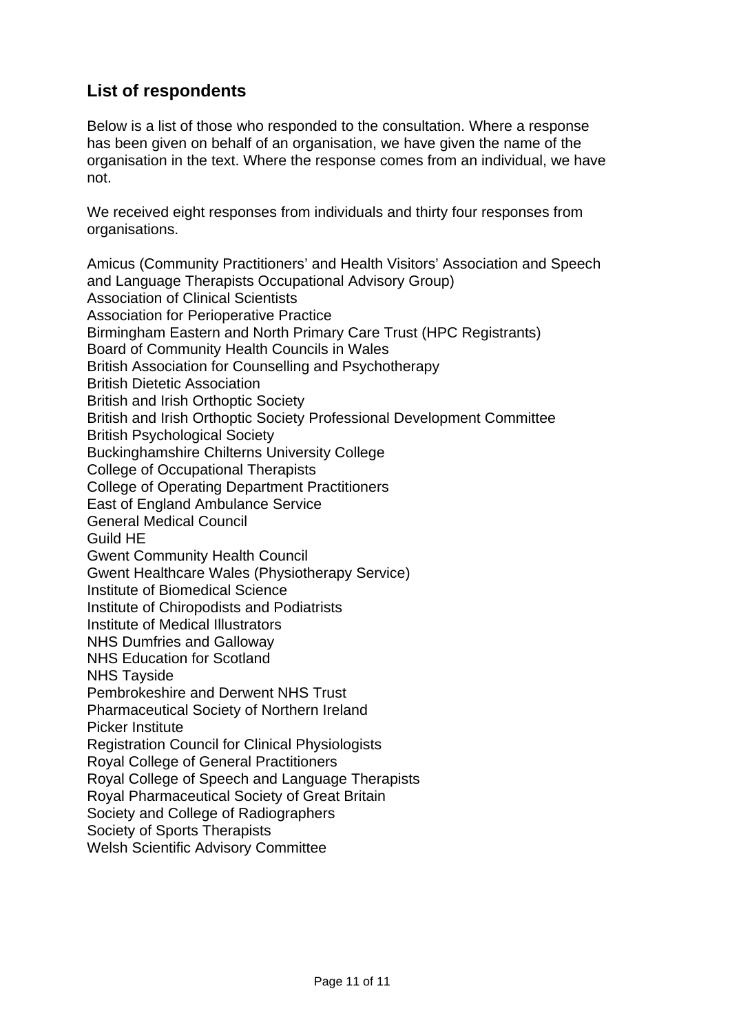## List of respondents

Below is a list of those who responded to the consultation. Where a response has been given on behalf of an organisation, we have given the name of the organisation in the text. Where the response comes from an individual, we have not.

We received eight responses from individuals and thirty four responses from organisations.

Amicus (Community Practitioners' and Health Visitors' Association and Speech and Language Therapists Occupational Advisory Group)  
Association of Clinical Scientists  
Association for Perioperative Practice  
Birmingham Eastern and North Primary Care Trust (HPC Registrants)  
Board of Community Health Councils in Wales  
British Association for Counselling and Psychotherapy  
British Dietetic Association  
British and Irish Orthoptic Society  
British and Irish Orthoptic Society Professional Development Committee  
British Psychological Society  
Buckinghamshire Chilterns University College  
College of Occupational Therapists  
College of Operating Department Practitioners  
East of England Ambulance Service  
General Medical Council  
Guild HE  
Gwent Community Health Council  
Gwent Healthcare Wales (Physiotherapy Service)  
Institute of Biomedical Science  
Institute of Chiropodists and Podiatrists  
Institute of Medical Illustrators  
NHS Dumfries and Galloway  
NHS Education for Scotland  
NHS Tayside  
Pembrokeshire and Derwent NHS Trust  
Pharmaceutical Society of Northern Ireland  
Picker Institute  
Registration Council for Clinical Physiologists  
Royal College of General Practitioners  
Royal College of Speech and Language Therapists  
Royal Pharmaceutical Society of Great Britain  
Society and College of Radiographers  
Society of Sports Therapists  
Welsh Scientific Advisory Committee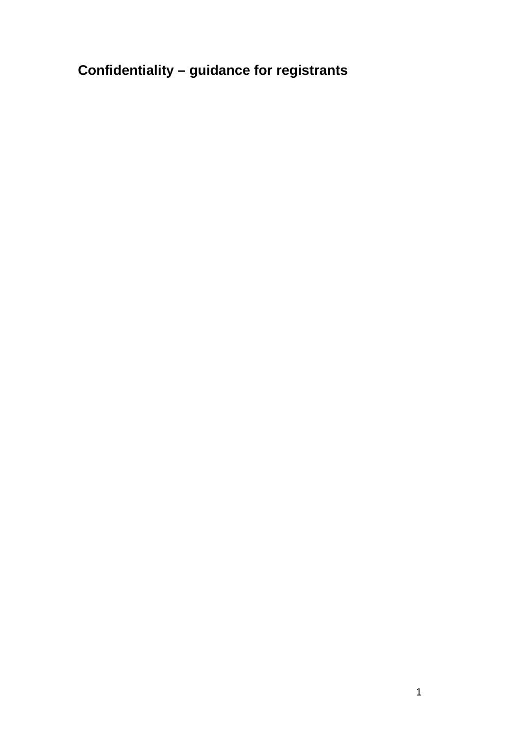# Confidentiality – guidance for registrants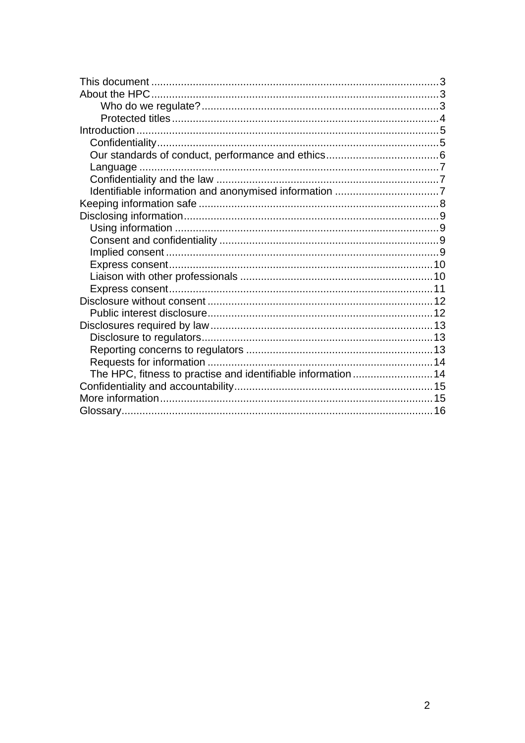This document ................................................................................3
About the HPC................................................................................3
    Who do we regulate?...............................................................3
    Protected titles.........................................................................4
Introduction.....................................................................................5
  Confidentiality..............................................................................5
  Our standards of conduct, performance and ethics......................................6
  Language ....................................................................................7
  Confidentiality and the law ..........................................................7
  Identifiable information and anonymised information ...................................7
Keeping information safe ................................................................8
Disclosing information.....................................................................9
  Using information ........................................................................9
  Consent and confidentiality ..........................................................9
  Implied consent ...........................................................................9
  Express consent.........................................................................10
  Liaison with other professionals ................................................10
  Express consent.........................................................................11
Disclosure without consent ............................................................12
  Public interest disclosure............................................................12
Disclosures required by law...........................................................13
  Disclosure to regulators..............................................................13
  Reporting concerns to regulators ...............................................13
  Requests for information ............................................................14
  The HPC, fitness to practise and identifiable information...........................14
Confidentiality and accountability...................................................15
More information............................................................................15
Glossary.........................................................................................16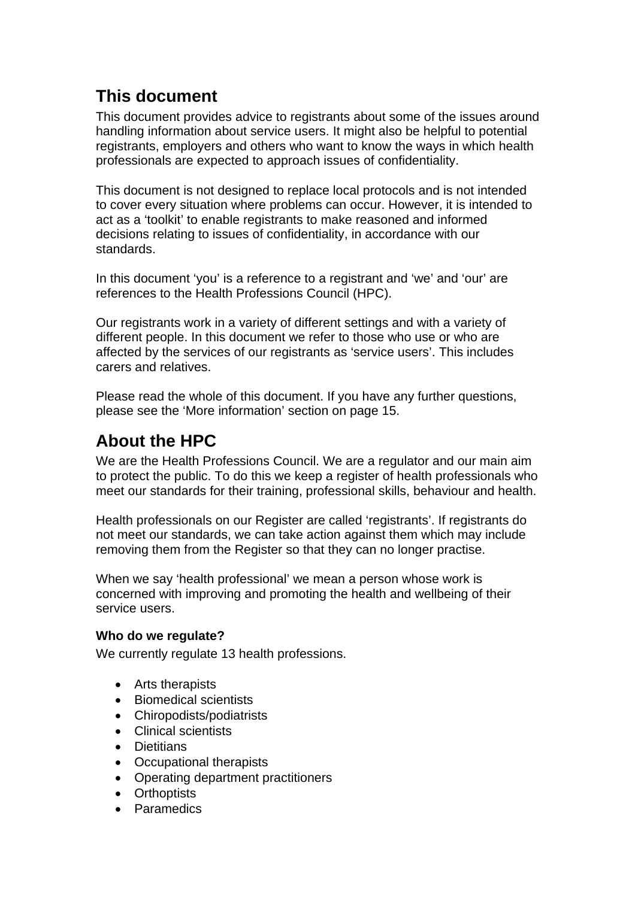## This document

This document provides advice to registrants about some of the issues around handling information about service users. It might also be helpful to potential registrants, employers and others who want to know the ways in which health professionals are expected to approach issues of confidentiality.

This document is not designed to replace local protocols and is not intended to cover every situation where problems can occur. However, it is intended to act as a 'toolkit' to enable registrants to make reasoned and informed decisions relating to issues of confidentiality, in accordance with our standards.

In this document 'you' is a reference to a registrant and 'we' and 'our' are references to the Health Professions Council (HPC).

Our registrants work in a variety of different settings and with a variety of different people. In this document we refer to those who use or who are affected by the services of our registrants as 'service users'. This includes carers and relatives.

Please read the whole of this document. If you have any further questions, please see the 'More information' section on page 15.

## About the HPC

We are the Health Professions Council. We are a regulator and our main aim to protect the public. To do this we keep a register of health professionals who meet our standards for their training, professional skills, behaviour and health.

Health professionals on our Register are called 'registrants'. If registrants do not meet our standards, we can take action against them which may include removing them from the Register so that they can no longer practise.

When we say 'health professional' we mean a person whose work is concerned with improving and promoting the health and wellbeing of their service users.

**Who do we regulate?**

We currently regulate 13 health professions.

- Arts therapists
- Biomedical scientists
- Chiropodists/podiatrists
- Clinical scientists
- Dietitians
- Occupational therapists
- Operating department practitioners
- Orthoptists
- Paramedics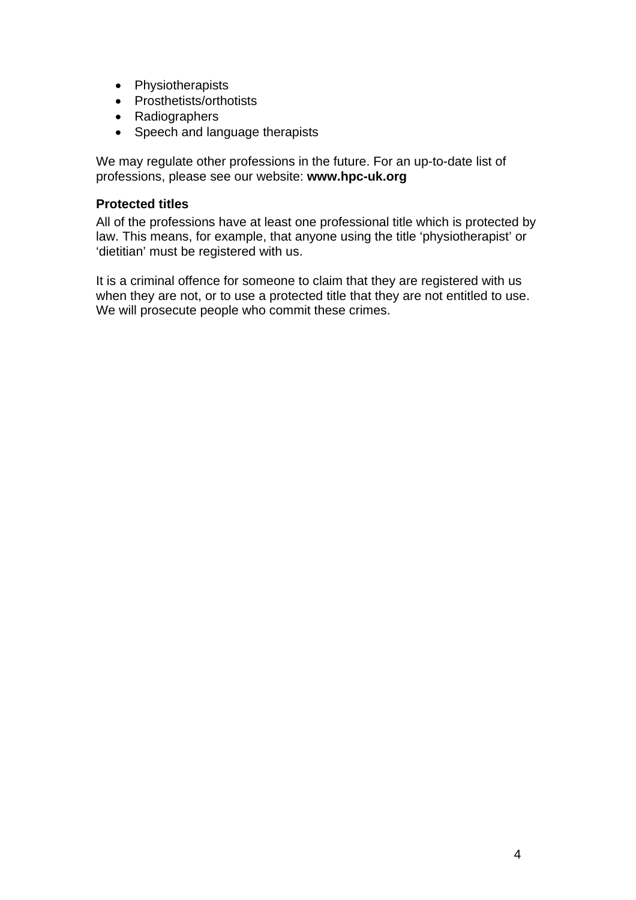- Physiotherapists
- Prosthetists/orthotists
- Radiographers
- Speech and language therapists

We may regulate other professions in the future. For an up-to-date list of professions, please see our website: **www.hpc-uk.org**

### Protected titles

All of the professions have at least one professional title which is protected by law. This means, for example, that anyone using the title 'physiotherapist' or 'dietitian' must be registered with us.

It is a criminal offence for someone to claim that they are registered with us when they are not, or to use a protected title that they are not entitled to use. We will prosecute people who commit these crimes.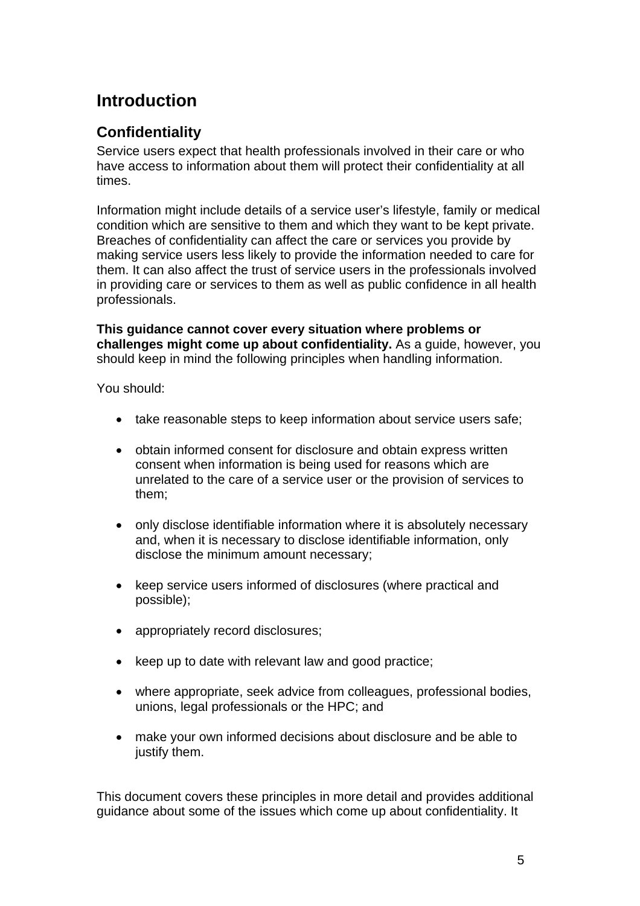# Introduction

## Confidentiality

Service users expect that health professionals involved in their care or who have access to information about them will protect their confidentiality at all times.

Information might include details of a service user's lifestyle, family or medical condition which are sensitive to them and which they want to be kept private. Breaches of confidentiality can affect the care or services you provide by making service users less likely to provide the information needed to care for them. It can also affect the trust of service users in the professionals involved in providing care or services to them as well as public confidence in all health professionals.

**This guidance cannot cover every situation where problems or challenges might come up about confidentiality.** As a guide, however, you should keep in mind the following principles when handling information.

You should:

- take reasonable steps to keep information about service users safe;
- obtain informed consent for disclosure and obtain express written consent when information is being used for reasons which are unrelated to the care of a service user or the provision of services to them;
- only disclose identifiable information where it is absolutely necessary and, when it is necessary to disclose identifiable information, only disclose the minimum amount necessary;
- keep service users informed of disclosures (where practical and possible);
- appropriately record disclosures;
- keep up to date with relevant law and good practice;
- where appropriate, seek advice from colleagues, professional bodies, unions, legal professionals or the HPC; and
- make your own informed decisions about disclosure and be able to justify them.

This document covers these principles in more detail and provides additional guidance about some of the issues which come up about confidentiality. It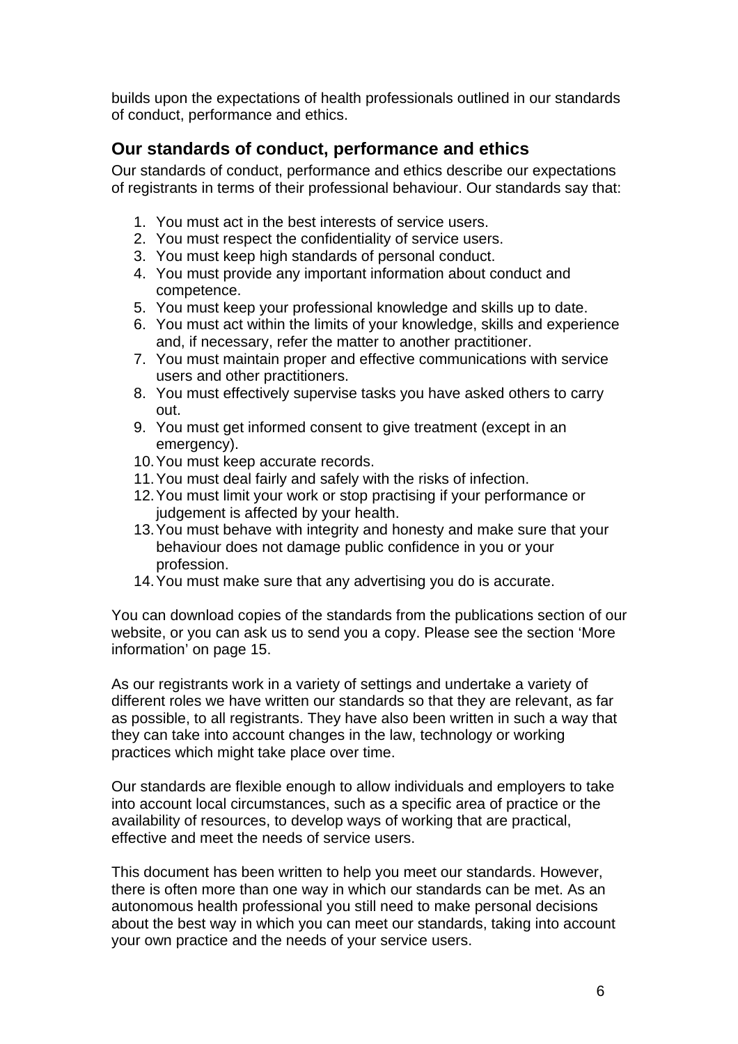builds upon the expectations of health professionals outlined in our standards of conduct, performance and ethics.

## Our standards of conduct, performance and ethics

Our standards of conduct, performance and ethics describe our expectations of registrants in terms of their professional behaviour. Our standards say that:

1. You must act in the best interests of service users.
2. You must respect the confidentiality of service users.
3. You must keep high standards of personal conduct.
4. You must provide any important information about conduct and competence.
5. You must keep your professional knowledge and skills up to date.
6. You must act within the limits of your knowledge, skills and experience and, if necessary, refer the matter to another practitioner.
7. You must maintain proper and effective communications with service users and other practitioners.
8. You must effectively supervise tasks you have asked others to carry out.
9. You must get informed consent to give treatment (except in an emergency).
10. You must keep accurate records.
11. You must deal fairly and safely with the risks of infection.
12. You must limit your work or stop practising if your performance or judgement is affected by your health.
13. You must behave with integrity and honesty and make sure that your behaviour does not damage public confidence in you or your profession.
14. You must make sure that any advertising you do is accurate.

You can download copies of the standards from the publications section of our website, or you can ask us to send you a copy. Please see the section 'More information' on page 15.

As our registrants work in a variety of settings and undertake a variety of different roles we have written our standards so that they are relevant, as far as possible, to all registrants. They have also been written in such a way that they can take into account changes in the law, technology or working practices which might take place over time.

Our standards are flexible enough to allow individuals and employers to take into account local circumstances, such as a specific area of practice or the availability of resources, to develop ways of working that are practical, effective and meet the needs of service users.

This document has been written to help you meet our standards. However, there is often more than one way in which our standards can be met. As an autonomous health professional you still need to make personal decisions about the best way in which you can meet our standards, taking into account your own practice and the needs of your service users.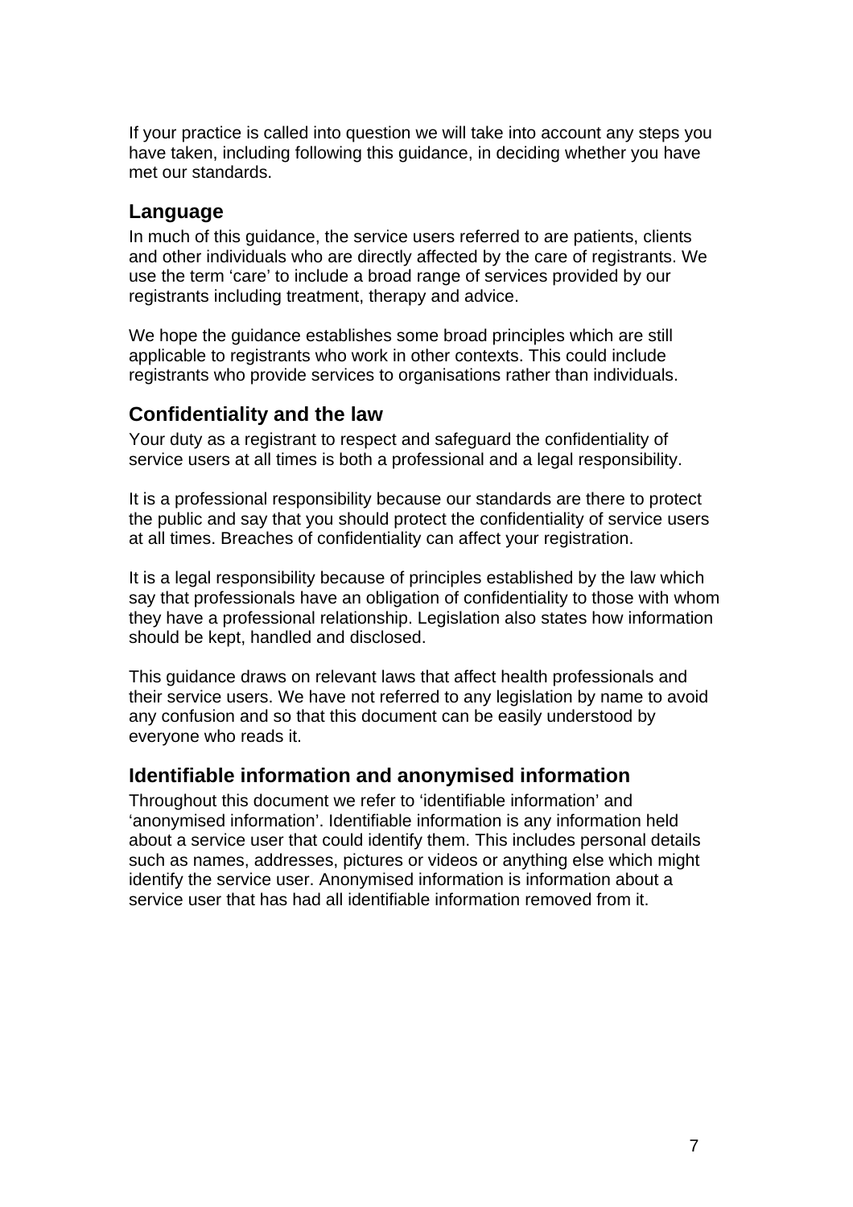If your practice is called into question we will take into account any steps you have taken, including following this guidance, in deciding whether you have met our standards.

## Language

In much of this guidance, the service users referred to are patients, clients and other individuals who are directly affected by the care of registrants. We use the term 'care' to include a broad range of services provided by our registrants including treatment, therapy and advice.

We hope the guidance establishes some broad principles which are still applicable to registrants who work in other contexts. This could include registrants who provide services to organisations rather than individuals.

## Confidentiality and the law

Your duty as a registrant to respect and safeguard the confidentiality of service users at all times is both a professional and a legal responsibility.

It is a professional responsibility because our standards are there to protect the public and say that you should protect the confidentiality of service users at all times. Breaches of confidentiality can affect your registration.

It is a legal responsibility because of principles established by the law which say that professionals have an obligation of confidentiality to those with whom they have a professional relationship. Legislation also states how information should be kept, handled and disclosed.

This guidance draws on relevant laws that affect health professionals and their service users. We have not referred to any legislation by name to avoid any confusion and so that this document can be easily understood by everyone who reads it.

## Identifiable information and anonymised information

Throughout this document we refer to 'identifiable information' and 'anonymised information'. Identifiable information is any information held about a service user that could identify them. This includes personal details such as names, addresses, pictures or videos or anything else which might identify the service user. Anonymised information is information about a service user that has had all identifiable information removed from it.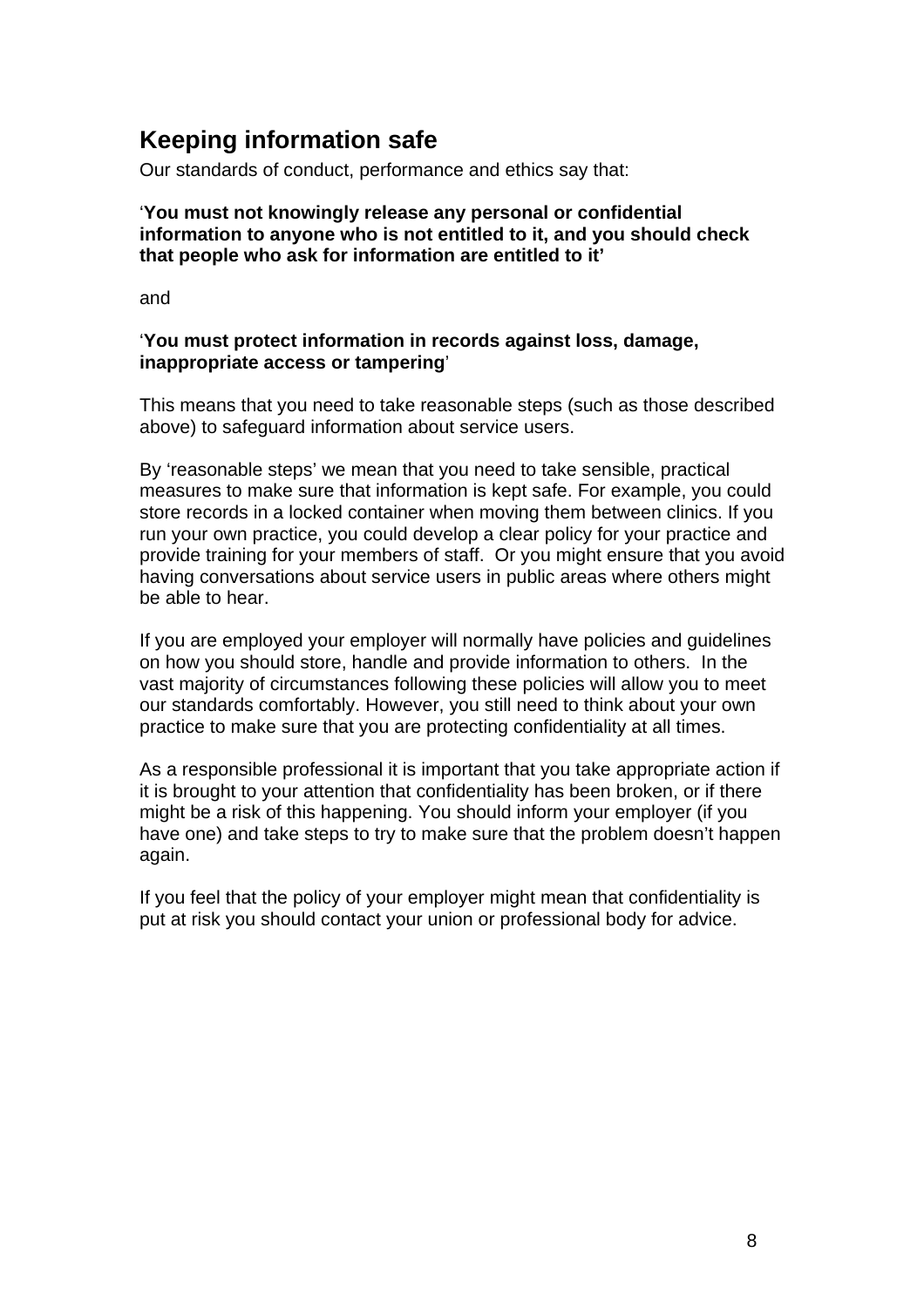## Keeping information safe

Our standards of conduct, performance and ethics say that:

'**You must not knowingly release any personal or confidential information to anyone who is not entitled to it, and you should check that people who ask for information are entitled to it'**

and

'**You must protect information in records against loss, damage, inappropriate access or tampering**'

This means that you need to take reasonable steps (such as those described above) to safeguard information about service users.

By 'reasonable steps' we mean that you need to take sensible, practical measures to make sure that information is kept safe. For example, you could store records in a locked container when moving them between clinics. If you run your own practice, you could develop a clear policy for your practice and provide training for your members of staff. Or you might ensure that you avoid having conversations about service users in public areas where others might be able to hear.

If you are employed your employer will normally have policies and guidelines on how you should store, handle and provide information to others. In the vast majority of circumstances following these policies will allow you to meet our standards comfortably. However, you still need to think about your own practice to make sure that you are protecting confidentiality at all times.

As a responsible professional it is important that you take appropriate action if it is brought to your attention that confidentiality has been broken, or if there might be a risk of this happening. You should inform your employer (if you have one) and take steps to try to make sure that the problem doesn't happen again.

If you feel that the policy of your employer might mean that confidentiality is put at risk you should contact your union or professional body for advice.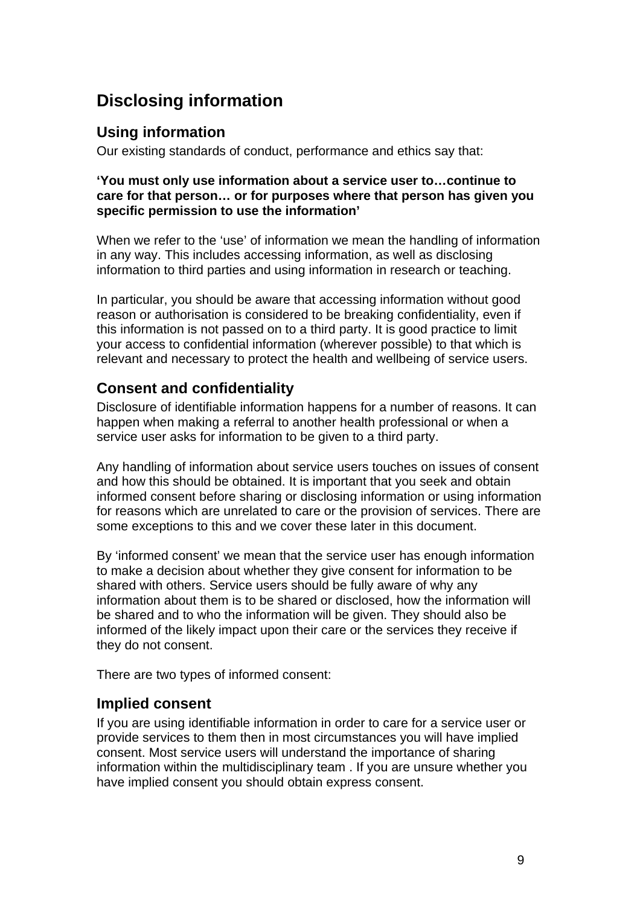## Disclosing information

### Using information

Our existing standards of conduct, performance and ethics say that:

**'You must only use information about a service user to…continue to care for that person… or for purposes where that person has given you specific permission to use the information'**

When we refer to the 'use' of information we mean the handling of information in any way. This includes accessing information, as well as disclosing information to third parties and using information in research or teaching.

In particular, you should be aware that accessing information without good reason or authorisation is considered to be breaking confidentiality, even if this information is not passed on to a third party. It is good practice to limit your access to confidential information (wherever possible) to that which is relevant and necessary to protect the health and wellbeing of service users.

### Consent and confidentiality

Disclosure of identifiable information happens for a number of reasons. It can happen when making a referral to another health professional or when a service user asks for information to be given to a third party.

Any handling of information about service users touches on issues of consent and how this should be obtained. It is important that you seek and obtain informed consent before sharing or disclosing information or using information for reasons which are unrelated to care or the provision of services. There are some exceptions to this and we cover these later in this document.

By 'informed consent' we mean that the service user has enough information to make a decision about whether they give consent for information to be shared with others. Service users should be fully aware of why any information about them is to be shared or disclosed, how the information will be shared and to who the information will be given. They should also be informed of the likely impact upon their care or the services they receive if they do not consent.

There are two types of informed consent:

### Implied consent

If you are using identifiable information in order to care for a service user or provide services to them then in most circumstances you will have implied consent. Most service users will understand the importance of sharing information within the multidisciplinary team . If you are unsure whether you have implied consent you should obtain express consent.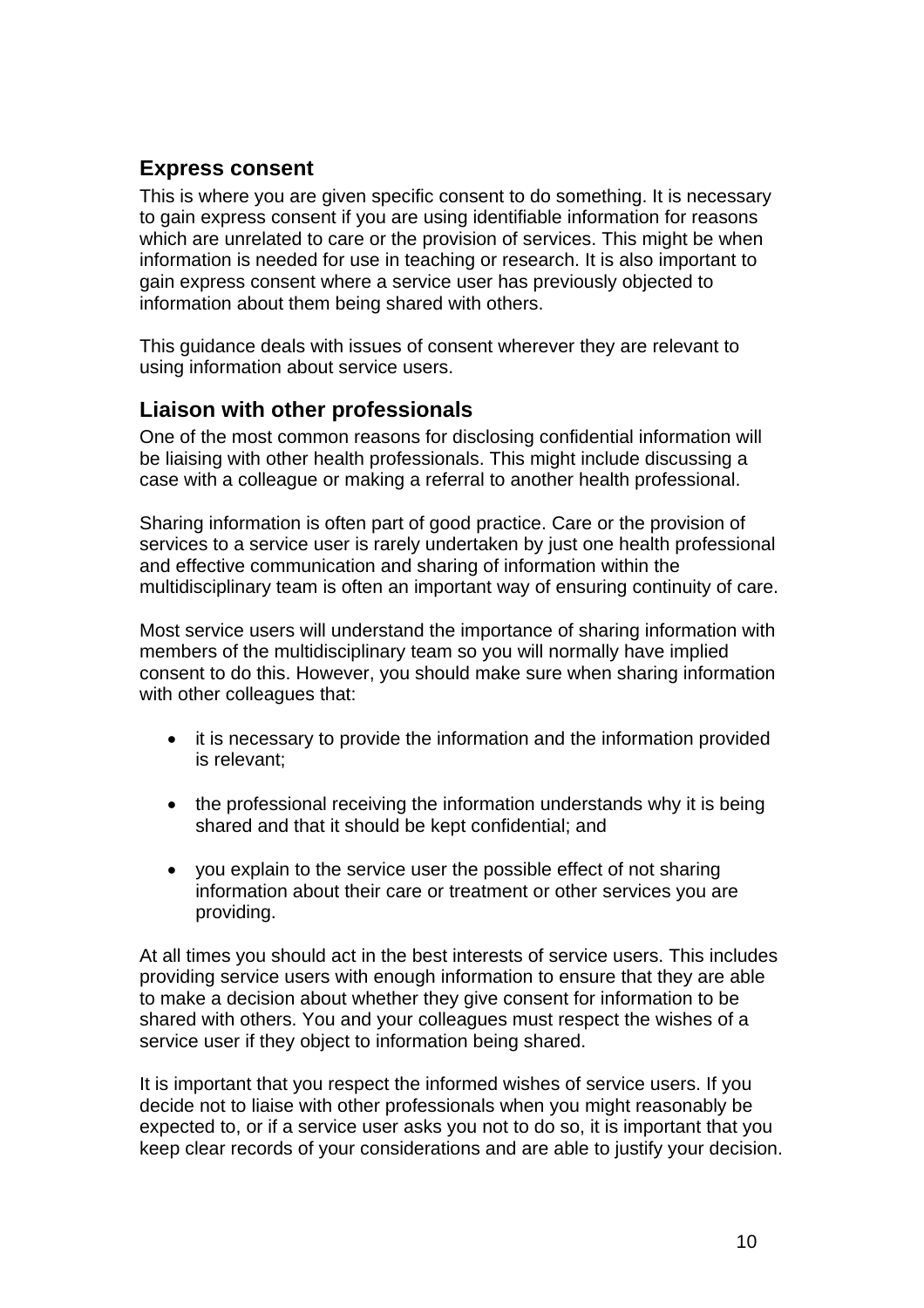## Express consent

This is where you are given specific consent to do something. It is necessary to gain express consent if you are using identifiable information for reasons which are unrelated to care or the provision of services. This might be when information is needed for use in teaching or research. It is also important to gain express consent where a service user has previously objected to information about them being shared with others.

This guidance deals with issues of consent wherever they are relevant to using information about service users.

## Liaison with other professionals

One of the most common reasons for disclosing confidential information will be liaising with other health professionals. This might include discussing a case with a colleague or making a referral to another health professional.

Sharing information is often part of good practice. Care or the provision of services to a service user is rarely undertaken by just one health professional and effective communication and sharing of information within the multidisciplinary team is often an important way of ensuring continuity of care.

Most service users will understand the importance of sharing information with members of the multidisciplinary team so you will normally have implied consent to do this. However, you should make sure when sharing information with other colleagues that:

- it is necessary to provide the information and the information provided is relevant;
- the professional receiving the information understands why it is being shared and that it should be kept confidential; and
- you explain to the service user the possible effect of not sharing information about their care or treatment or other services you are providing.

At all times you should act in the best interests of service users. This includes providing service users with enough information to ensure that they are able to make a decision about whether they give consent for information to be shared with others. You and your colleagues must respect the wishes of a service user if they object to information being shared.

It is important that you respect the informed wishes of service users. If you decide not to liaise with other professionals when you might reasonably be expected to, or if a service user asks you not to do so, it is important that you keep clear records of your considerations and are able to justify your decision.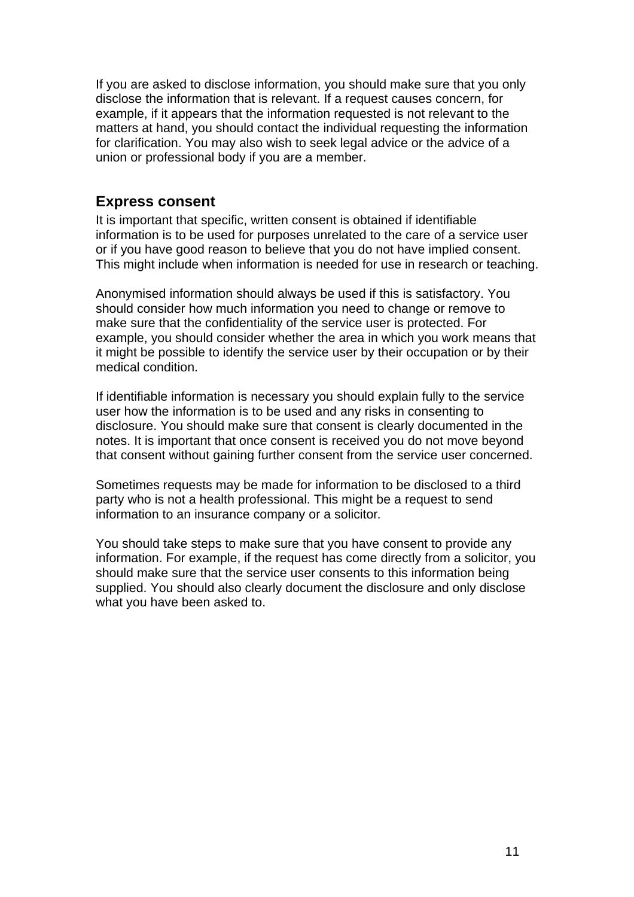If you are asked to disclose information, you should make sure that you only disclose the information that is relevant. If a request causes concern, for example, if it appears that the information requested is not relevant to the matters at hand, you should contact the individual requesting the information for clarification. You may also wish to seek legal advice or the advice of a union or professional body if you are a member.

## Express consent

It is important that specific, written consent is obtained if identifiable information is to be used for purposes unrelated to the care of a service user or if you have good reason to believe that you do not have implied consent. This might include when information is needed for use in research or teaching.

Anonymised information should always be used if this is satisfactory. You should consider how much information you need to change or remove to make sure that the confidentiality of the service user is protected. For example, you should consider whether the area in which you work means that it might be possible to identify the service user by their occupation or by their medical condition.

If identifiable information is necessary you should explain fully to the service user how the information is to be used and any risks in consenting to disclosure. You should make sure that consent is clearly documented in the notes. It is important that once consent is received you do not move beyond that consent without gaining further consent from the service user concerned.

Sometimes requests may be made for information to be disclosed to a third party who is not a health professional. This might be a request to send information to an insurance company or a solicitor.

You should take steps to make sure that you have consent to provide any information. For example, if the request has come directly from a solicitor, you should make sure that the service user consents to this information being supplied. You should also clearly document the disclosure and only disclose what you have been asked to.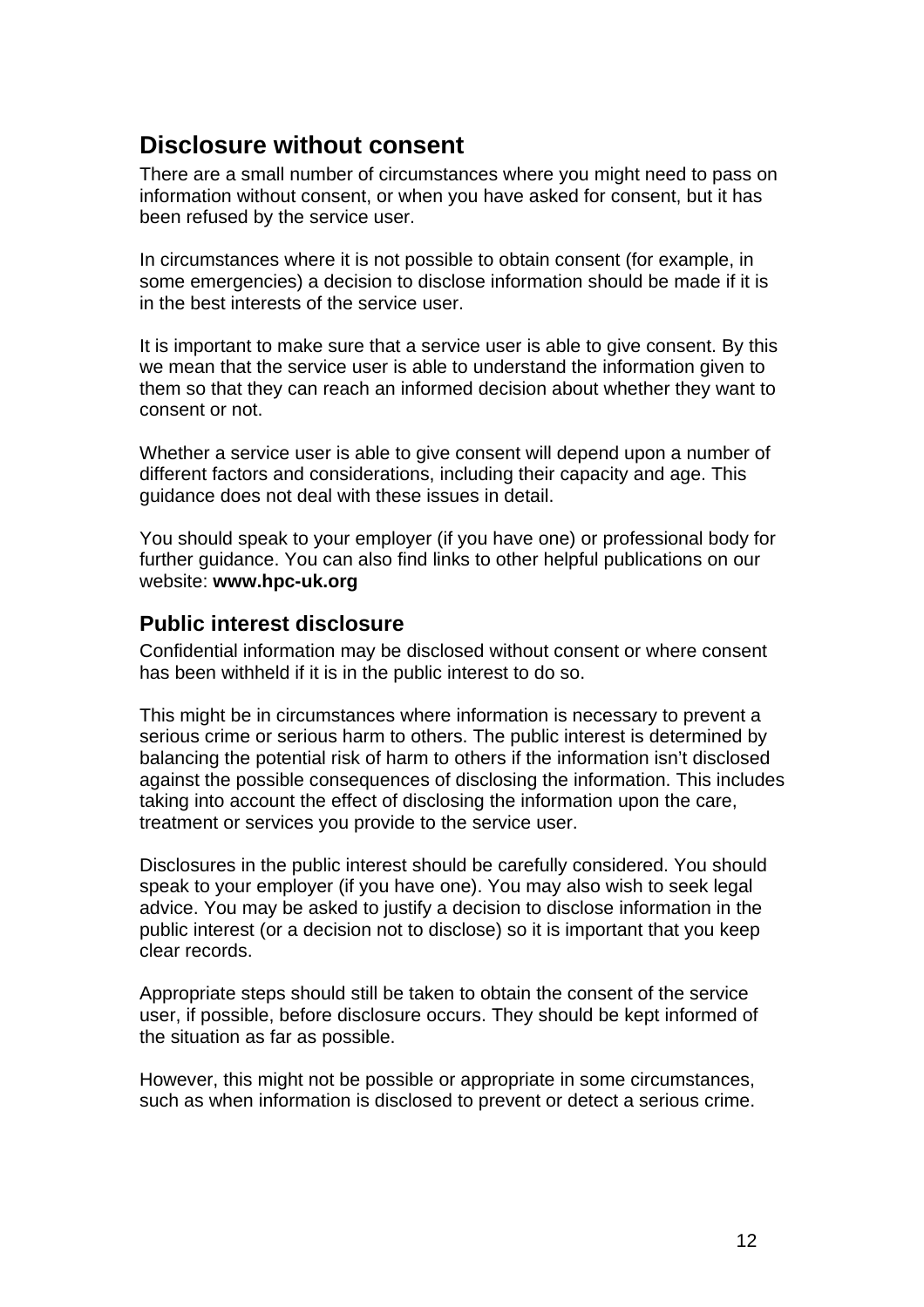## Disclosure without consent

There are a small number of circumstances where you might need to pass on information without consent, or when you have asked for consent, but it has been refused by the service user.

In circumstances where it is not possible to obtain consent (for example, in some emergencies) a decision to disclose information should be made if it is in the best interests of the service user.

It is important to make sure that a service user is able to give consent. By this we mean that the service user is able to understand the information given to them so that they can reach an informed decision about whether they want to consent or not.

Whether a service user is able to give consent will depend upon a number of different factors and considerations, including their capacity and age. This guidance does not deal with these issues in detail.

You should speak to your employer (if you have one) or professional body for further guidance. You can also find links to other helpful publications on our website: **www.hpc-uk.org**

### Public interest disclosure

Confidential information may be disclosed without consent or where consent has been withheld if it is in the public interest to do so.

This might be in circumstances where information is necessary to prevent a serious crime or serious harm to others. The public interest is determined by balancing the potential risk of harm to others if the information isn't disclosed against the possible consequences of disclosing the information. This includes taking into account the effect of disclosing the information upon the care, treatment or services you provide to the service user.

Disclosures in the public interest should be carefully considered. You should speak to your employer (if you have one). You may also wish to seek legal advice. You may be asked to justify a decision to disclose information in the public interest (or a decision not to disclose) so it is important that you keep clear records.

Appropriate steps should still be taken to obtain the consent of the service user, if possible, before disclosure occurs. They should be kept informed of the situation as far as possible.

However, this might not be possible or appropriate in some circumstances, such as when information is disclosed to prevent or detect a serious crime.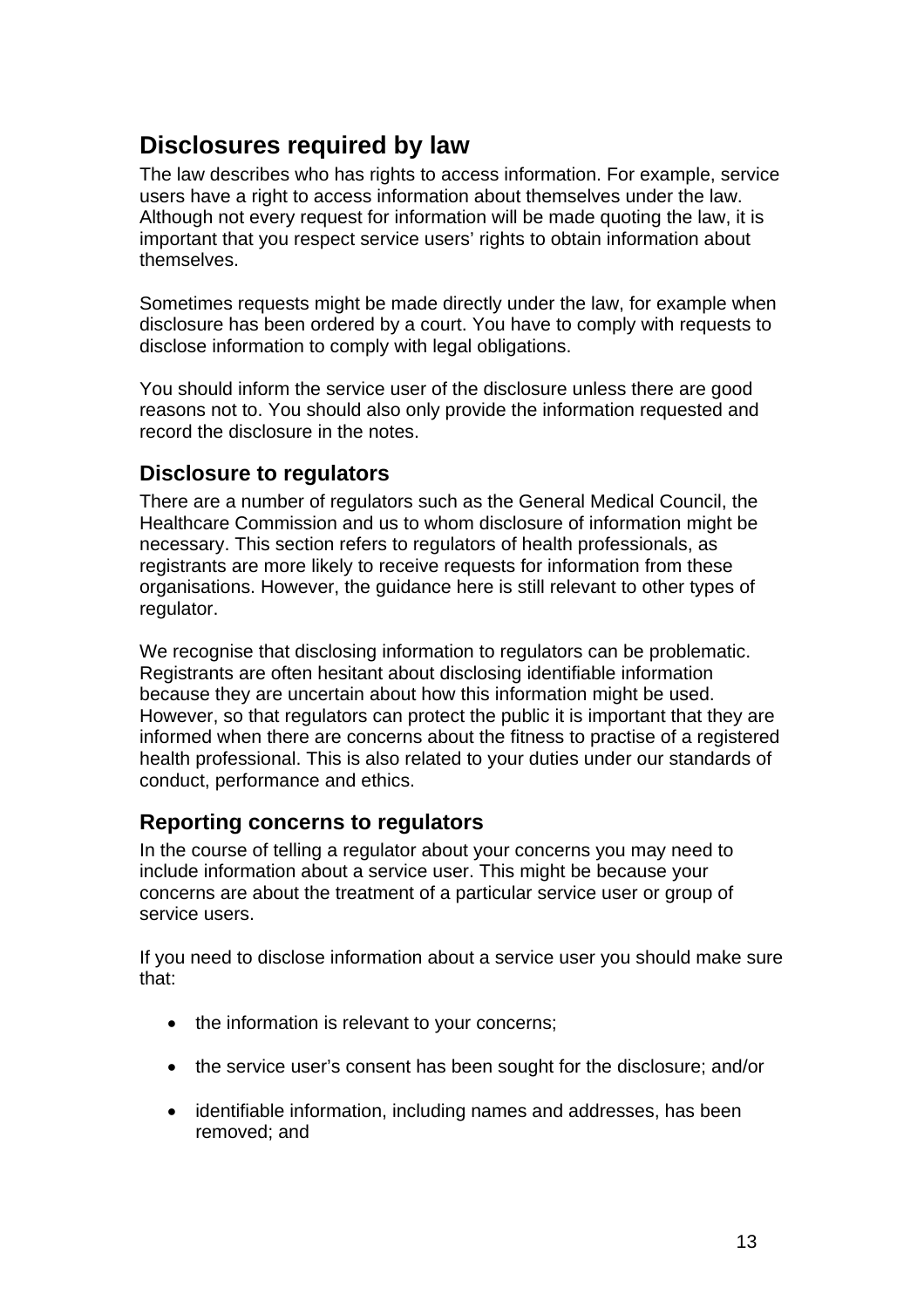## Disclosures required by law

The law describes who has rights to access information. For example, service users have a right to access information about themselves under the law. Although not every request for information will be made quoting the law, it is important that you respect service users' rights to obtain information about themselves.

Sometimes requests might be made directly under the law, for example when disclosure has been ordered by a court. You have to comply with requests to disclose information to comply with legal obligations.

You should inform the service user of the disclosure unless there are good reasons not to. You should also only provide the information requested and record the disclosure in the notes.

### Disclosure to regulators

There are a number of regulators such as the General Medical Council, the Healthcare Commission and us to whom disclosure of information might be necessary. This section refers to regulators of health professionals, as registrants are more likely to receive requests for information from these organisations. However, the guidance here is still relevant to other types of regulator.

We recognise that disclosing information to regulators can be problematic. Registrants are often hesitant about disclosing identifiable information because they are uncertain about how this information might be used. However, so that regulators can protect the public it is important that they are informed when there are concerns about the fitness to practise of a registered health professional. This is also related to your duties under our standards of conduct, performance and ethics.

### Reporting concerns to regulators

In the course of telling a regulator about your concerns you may need to include information about a service user. This might be because your concerns are about the treatment of a particular service user or group of service users.

If you need to disclose information about a service user you should make sure that:

- the information is relevant to your concerns;
- the service user's consent has been sought for the disclosure; and/or
- identifiable information, including names and addresses, has been removed; and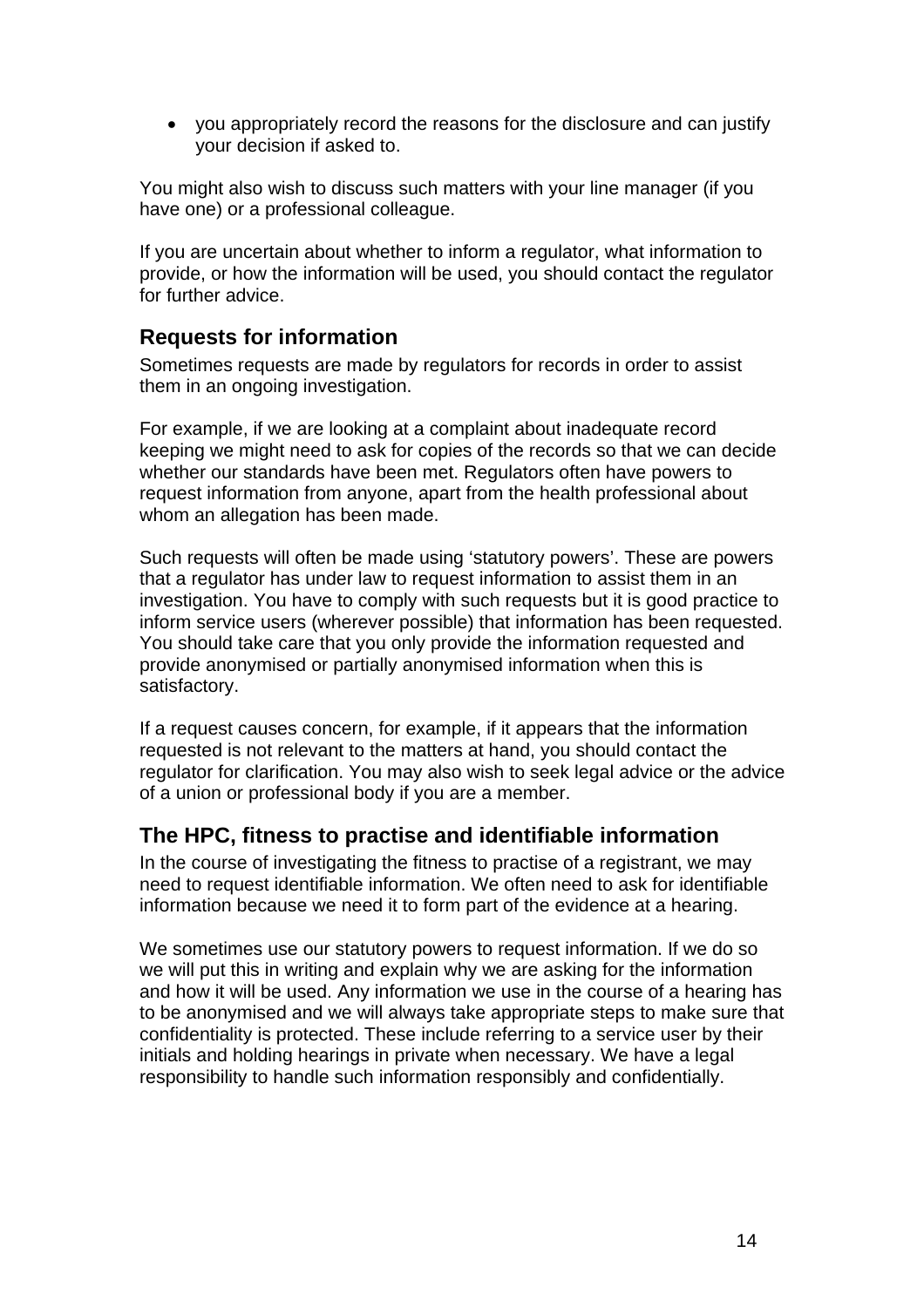- you appropriately record the reasons for the disclosure and can justify your decision if asked to.

You might also wish to discuss such matters with your line manager (if you have one) or a professional colleague.

If you are uncertain about whether to inform a regulator, what information to provide, or how the information will be used, you should contact the regulator for further advice.

## Requests for information

Sometimes requests are made by regulators for records in order to assist them in an ongoing investigation.

For example, if we are looking at a complaint about inadequate record keeping we might need to ask for copies of the records so that we can decide whether our standards have been met. Regulators often have powers to request information from anyone, apart from the health professional about whom an allegation has been made.

Such requests will often be made using 'statutory powers'. These are powers that a regulator has under law to request information to assist them in an investigation. You have to comply with such requests but it is good practice to inform service users (wherever possible) that information has been requested. You should take care that you only provide the information requested and provide anonymised or partially anonymised information when this is satisfactory.

If a request causes concern, for example, if it appears that the information requested is not relevant to the matters at hand, you should contact the regulator for clarification. You may also wish to seek legal advice or the advice of a union or professional body if you are a member.

## The HPC, fitness to practise and identifiable information

In the course of investigating the fitness to practise of a registrant, we may need to request identifiable information. We often need to ask for identifiable information because we need it to form part of the evidence at a hearing.

We sometimes use our statutory powers to request information. If we do so we will put this in writing and explain why we are asking for the information and how it will be used. Any information we use in the course of a hearing has to be anonymised and we will always take appropriate steps to make sure that confidentiality is protected. These include referring to a service user by their initials and holding hearings in private when necessary. We have a legal responsibility to handle such information responsibly and confidentially.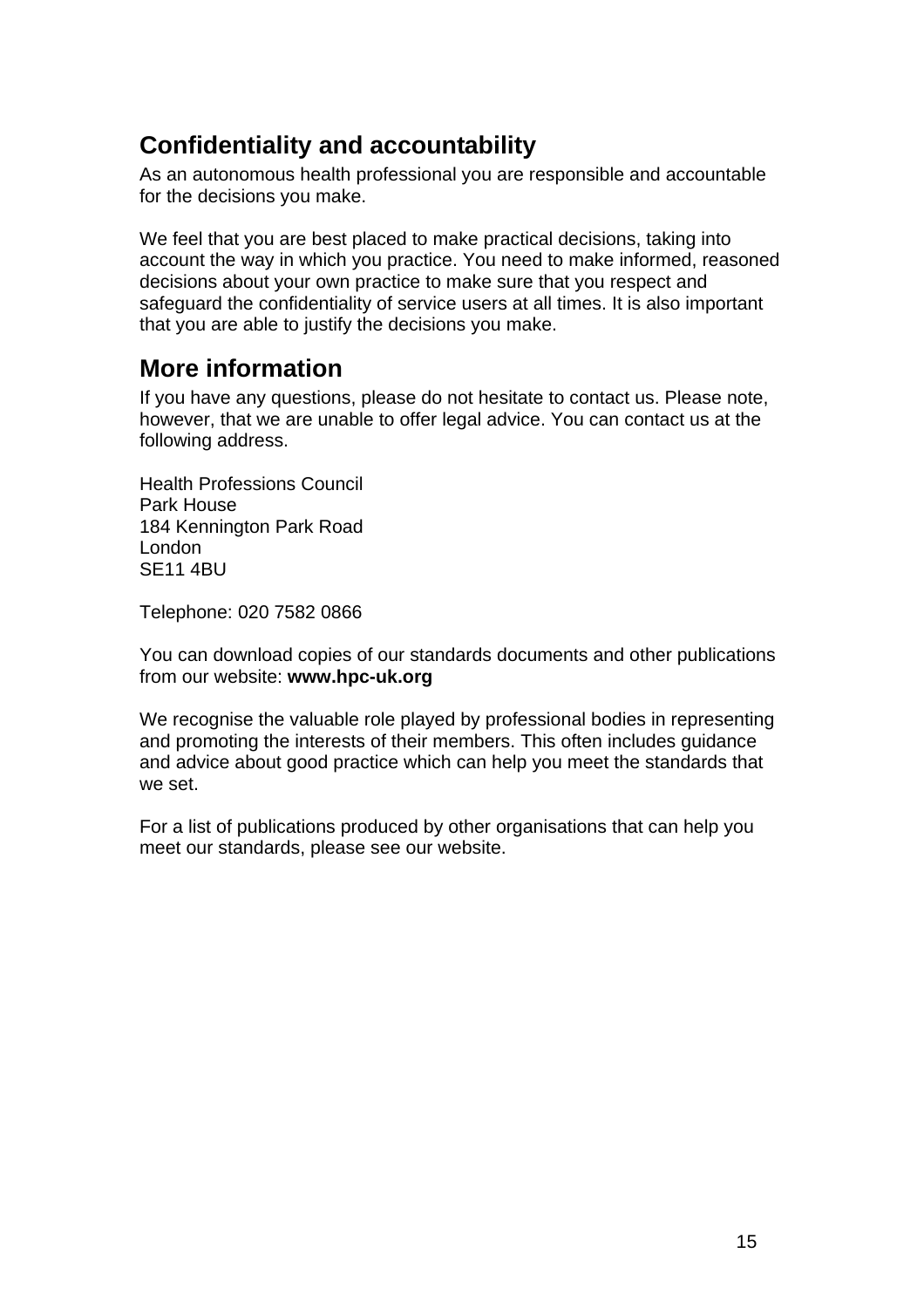## Confidentiality and accountability

As an autonomous health professional you are responsible and accountable for the decisions you make.

We feel that you are best placed to make practical decisions, taking into account the way in which you practice. You need to make informed, reasoned decisions about your own practice to make sure that you respect and safeguard the confidentiality of service users at all times. It is also important that you are able to justify the decisions you make.

## More information

If you have any questions, please do not hesitate to contact us. Please note, however, that we are unable to offer legal advice. You can contact us at the following address.

Health Professions Council
Park House
184 Kennington Park Road
London
SE11 4BU

Telephone: 020 7582 0866

You can download copies of our standards documents and other publications from our website: **www.hpc-uk.org**

We recognise the valuable role played by professional bodies in representing and promoting the interests of their members. This often includes guidance and advice about good practice which can help you meet the standards that we set.

For a list of publications produced by other organisations that can help you meet our standards, please see our website.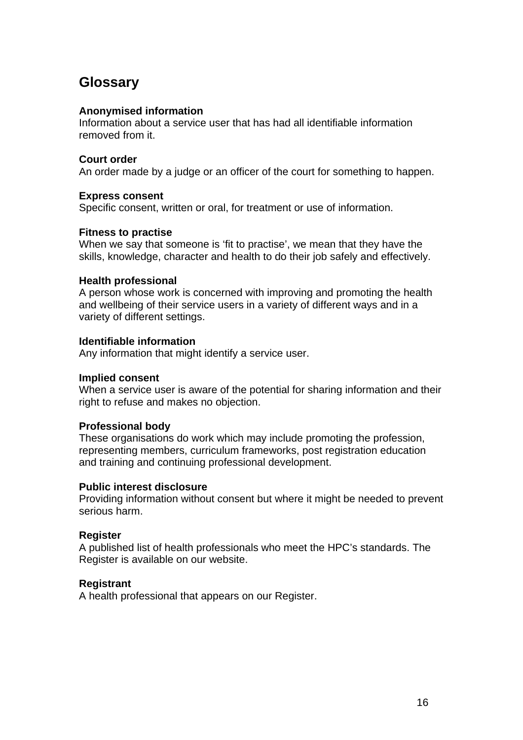## Glossary

**Anonymised information**
Information about a service user that has had all identifiable information removed from it.

**Court order**
An order made by a judge or an officer of the court for something to happen.

**Express consent**
Specific consent, written or oral, for treatment or use of information.

**Fitness to practise**
When we say that someone is 'fit to practise', we mean that they have the skills, knowledge, character and health to do their job safely and effectively.

**Health professional**
A person whose work is concerned with improving and promoting the health and wellbeing of their service users in a variety of different ways and in a variety of different settings.

**Identifiable information**
Any information that might identify a service user.

**Implied consent**
When a service user is aware of the potential for sharing information and their right to refuse and makes no objection.

**Professional body**
These organisations do work which may include promoting the profession, representing members, curriculum frameworks, post registration education and training and continuing professional development.

**Public interest disclosure**
Providing information without consent but where it might be needed to prevent serious harm.

**Register**
A published list of health professionals who meet the HPC's standards. The Register is available on our website.

**Registrant**
A health professional that appears on our Register.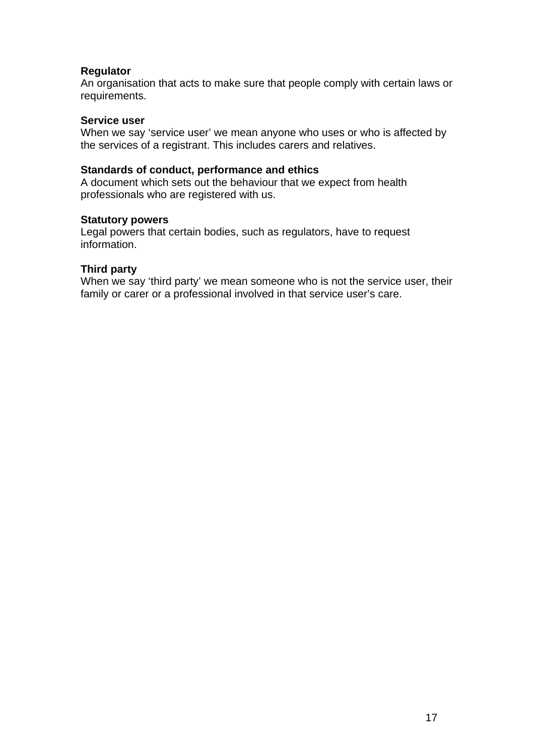**Regulator**
An organisation that acts to make sure that people comply with certain laws or requirements.

**Service user**
When we say ‘service user’ we mean anyone who uses or who is affected by the services of a registrant. This includes carers and relatives.

**Standards of conduct, performance and ethics**
A document which sets out the behaviour that we expect from health professionals who are registered with us.

**Statutory powers**
Legal powers that certain bodies, such as regulators, have to request information.

**Third party**
When we say ‘third party’ we mean someone who is not the service user, their family or carer or a professional involved in that service user’s care.